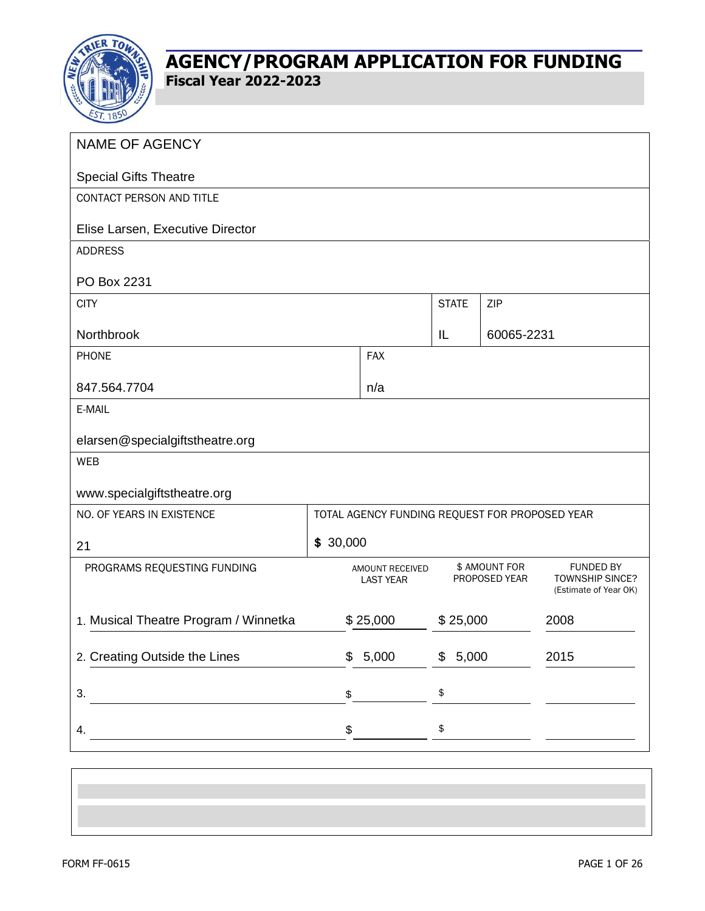# AGENCY/PROGRAM APPLICATION FOR FUNDING

## Fiscal Year 2022-2023

| | | | |
|---|---|---|---|
| NAME OF AGENCY<br><br>Special Gifts Theatre | | | |
| CONTACT PERSON AND TITLE<br><br>Elise Larsen, Executive Director | | | |
| ADDRESS<br><br>PO Box 2231 | | | |
| CITY<br><br>Northbrook | | STATE<br><br>IL | ZIP<br><br>60065-2231 |
| PHONE<br><br>847.564.7704 | FAX<br><br>n/a | | |
| E-MAIL<br><br>elarsen@specialgiftstheatre.org | | | |
| WEB<br><br>www.specialgiftstheatre.org | | | |
| NO. OF YEARS IN EXISTENCE<br><br>21 | TOTAL AGENCY FUNDING REQUEST FOR PROPOSED YEAR<br><br>$ 30,000 | | |

| PROGRAMS REQUESTING FUNDING | AMOUNT RECEIVED LAST YEAR | $ AMOUNT FOR PROPOSED YEAR | FUNDED BY TOWNSHIP SINCE? (Estimate of Year OK) |
|---|---|---|---|
| 1. Musical Theatre Program / Winnetka | $ 25,000 | $ 25,000 | 2008 |
| 2. Creating Outside the Lines | $ 5,000 | $ 5,000 | 2015 |
| 3. | $ | $ | |
| 4. | $ | $ | |

FORM FF-0615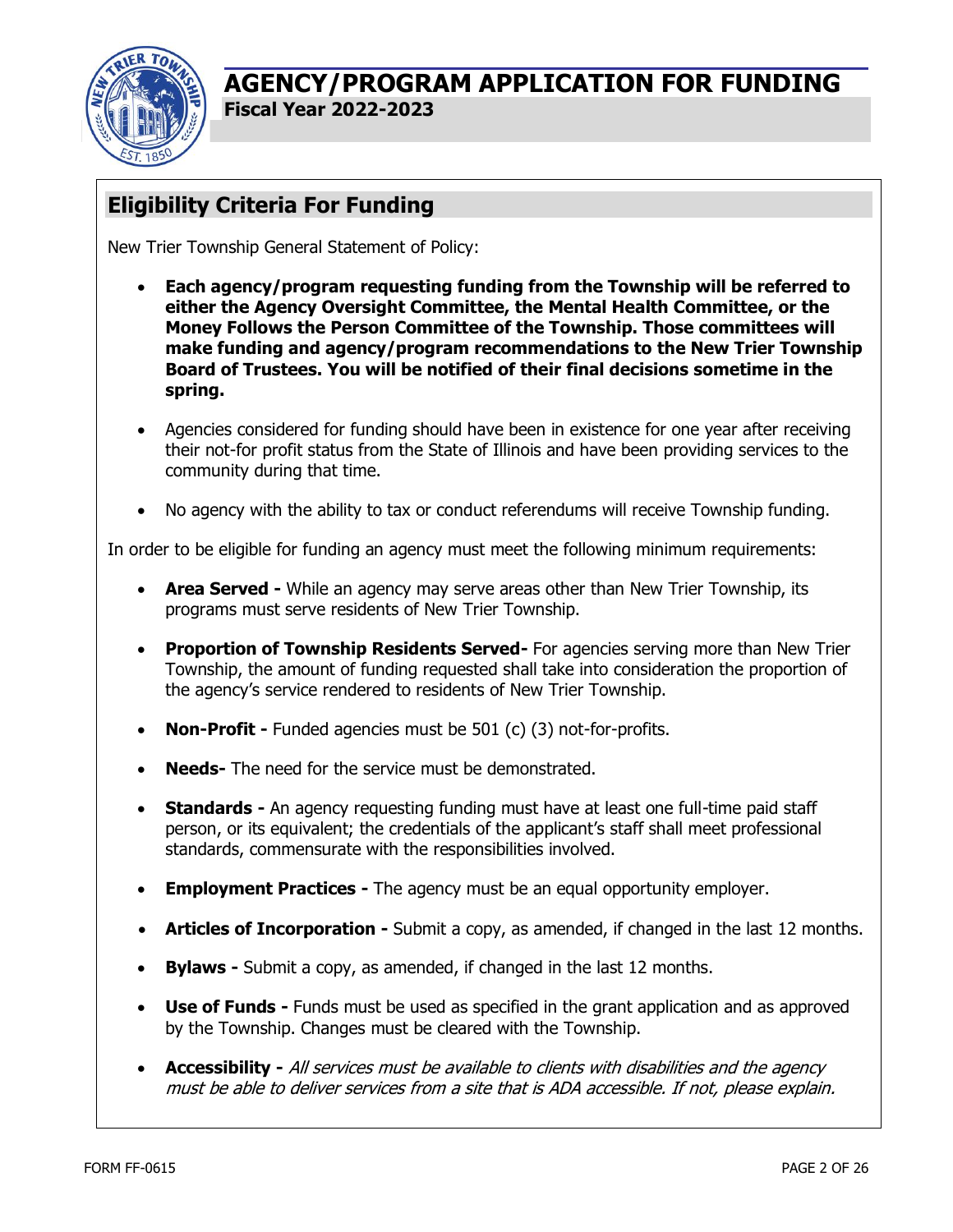# AGENCY/PROGRAM APPLICATION FOR FUNDING

**Fiscal Year 2022-2023**

## Eligibility Criteria For Funding

New Trier Township General Statement of Policy:

- **Each agency/program requesting funding from the Township will be referred to either the Agency Oversight Committee, the Mental Health Committee, or the Money Follows the Person Committee of the Township. Those committees will make funding and agency/program recommendations to the New Trier Township Board of Trustees. You will be notified of their final decisions sometime in the spring.**
- Agencies considered for funding should have been in existence for one year after receiving their not-for profit status from the State of Illinois and have been providing services to the community during that time.
- No agency with the ability to tax or conduct referendums will receive Township funding.

In order to be eligible for funding an agency must meet the following minimum requirements:

- **Area Served -** While an agency may serve areas other than New Trier Township, its programs must serve residents of New Trier Township.
- **Proportion of Township Residents Served-** For agencies serving more than New Trier Township, the amount of funding requested shall take into consideration the proportion of the agency's service rendered to residents of New Trier Township.
- **Non-Profit -** Funded agencies must be 501 (c) (3) not-for-profits.
- **Needs-** The need for the service must be demonstrated.
- **Standards -** An agency requesting funding must have at least one full-time paid staff person, or its equivalent; the credentials of the applicant's staff shall meet professional standards, commensurate with the responsibilities involved.
- **Employment Practices -** The agency must be an equal opportunity employer.
- **Articles of Incorporation -** Submit a copy, as amended, if changed in the last 12 months.
- **Bylaws -** Submit a copy, as amended, if changed in the last 12 months.
- **Use of Funds -** Funds must be used as specified in the grant application and as approved by the Township. Changes must be cleared with the Township.
- **Accessibility -** *All services must be available to clients with disabilities and the agency must be able to deliver services from a site that is ADA accessible. If not, please explain.*

FORM FF-0615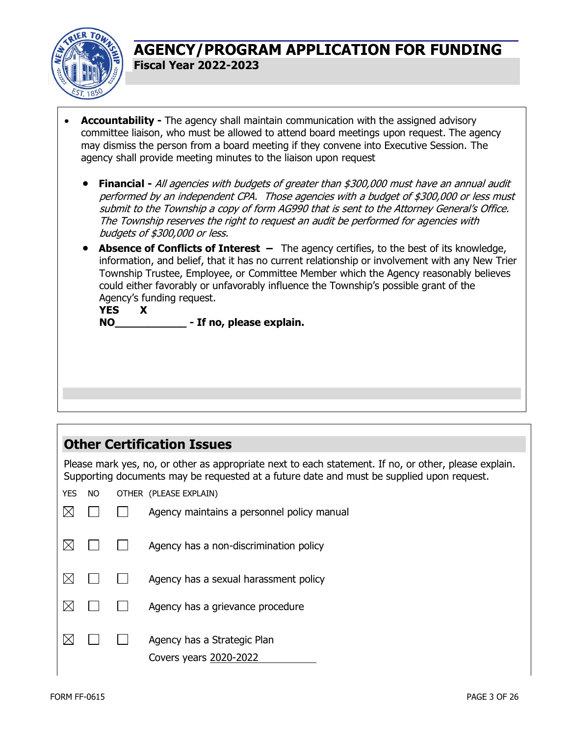# AGENCY/PROGRAM APPLICATION FOR FUNDING

**Fiscal Year 2022-2023**

- **Accountability -** The agency shall maintain communication with the assigned advisory committee liaison, who must be allowed to attend board meetings upon request. The agency may dismiss the person from a board meeting if they convene into Executive Session. The agency shall provide meeting minutes to the liaison upon request

  - **Financial -** *All agencies with budgets of greater than $300,000 must have an annual audit performed by an independent CPA. Those agencies with a budget of $300,000 or less must submit to the Township a copy of form AG990 that is sent to the Attorney General's Office. The Township reserves the right to request an audit be performed for agencies with budgets of $300,000 or less.*
  - **Absence of Conflicts of Interest –** The agency certifies, to the best of its knowledge, information, and belief, that it has no current relationship or involvement with any New Trier Township Trustee, Employee, or Committee Member which the Agency reasonably believes could either favorably or unfavorably influence the Township's possible grant of the Agency's funding request.

    **YES X**

    **NO____________ - If no, please explain.**

## Other Certification Issues

Please mark yes, no, or other as appropriate next to each statement. If no, or other, please explain. Supporting documents may be requested at a future date and must be supplied upon request.

| YES | NO | OTHER | (PLEASE EXPLAIN) |
|---|---|---|---|
| ☒ | ☐ | ☐ | Agency maintains a personnel policy manual |
| ☒ | ☐ | ☐ | Agency has a non-discrimination policy |
| ☒ | ☐ | ☐ | Agency has a sexual harassment policy |
| ☒ | ☐ | ☐ | Agency has a grievance procedure |
| ☒ | ☐ | ☐ | Agency has a Strategic Plan<br>Covers years 2020-2022 |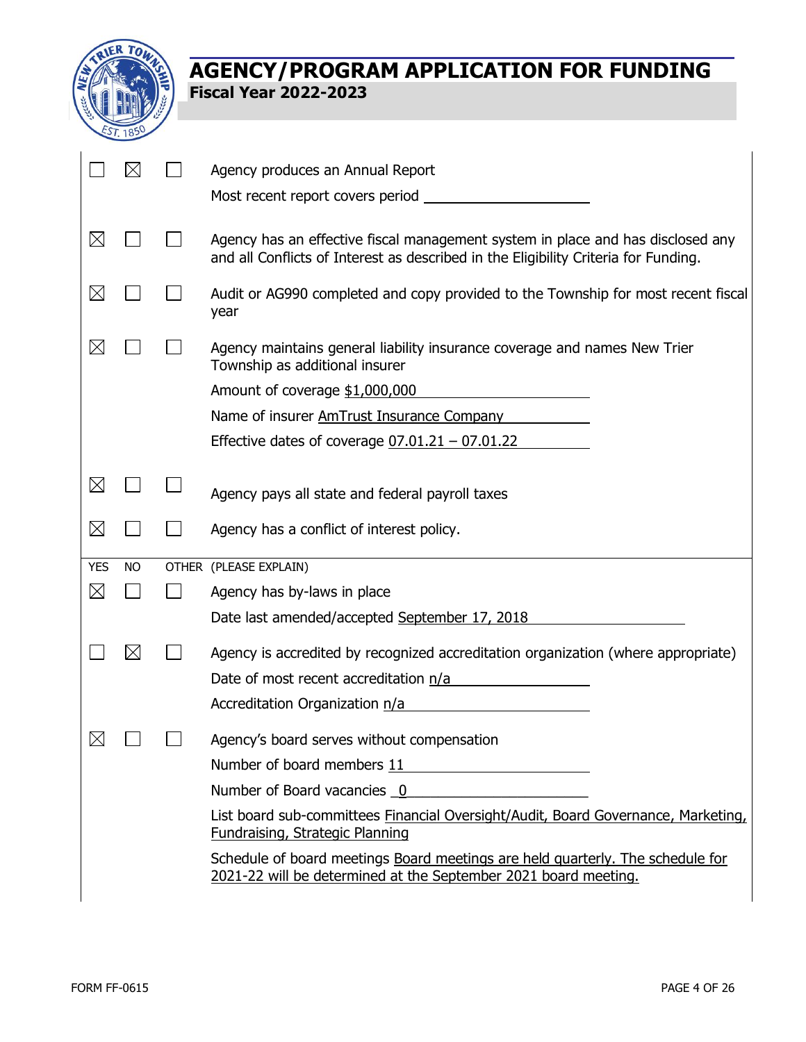| YES | NO | OTHER | (PLEASE EXPLAIN) |
|---|---|---|---|
| ☐ | ☒ | ☐ | Agency produces an Annual Report<br>Most recent report covers period ____________ |
| ☒ | ☐ | ☐ | Agency has an effective fiscal management system in place and has disclosed any and all Conflicts of Interest as described in the Eligibility Criteria for Funding. |
| ☒ | ☐ | ☐ | Audit or AG990 completed and copy provided to the Township for most recent fiscal year |
| ☒ | ☐ | ☐ | Agency maintains general liability insurance coverage and names New Trier Township as additional insurer<br>Amount of coverage $1,000,000<br>Name of insurer AmTrust Insurance Company<br>Effective dates of coverage 07.01.21 – 07.01.22 |
| ☒ | ☐ | ☐ | Agency pays all state and federal payroll taxes |
| ☒ | ☐ | ☐ | Agency has a conflict of interest policy. |
| ☒ | ☐ | ☐ | Agency has by-laws in place<br>Date last amended/accepted September 17, 2018 |
| ☐ | ☒ | ☐ | Agency is accredited by recognized accreditation organization (where appropriate)<br>Date of most recent accreditation n/a<br>Accreditation Organization n/a |
| ☒ | ☐ | ☐ | Agency's board serves without compensation<br>Number of board members 11<br>Number of Board vacancies 0<br>List board sub-committees Financial Oversight/Audit, Board Governance, Marketing, Fundraising, Strategic Planning<br>Schedule of board meetings Board meetings are held quarterly. The schedule for 2021-22 will be determined at the September 2021 board meeting. |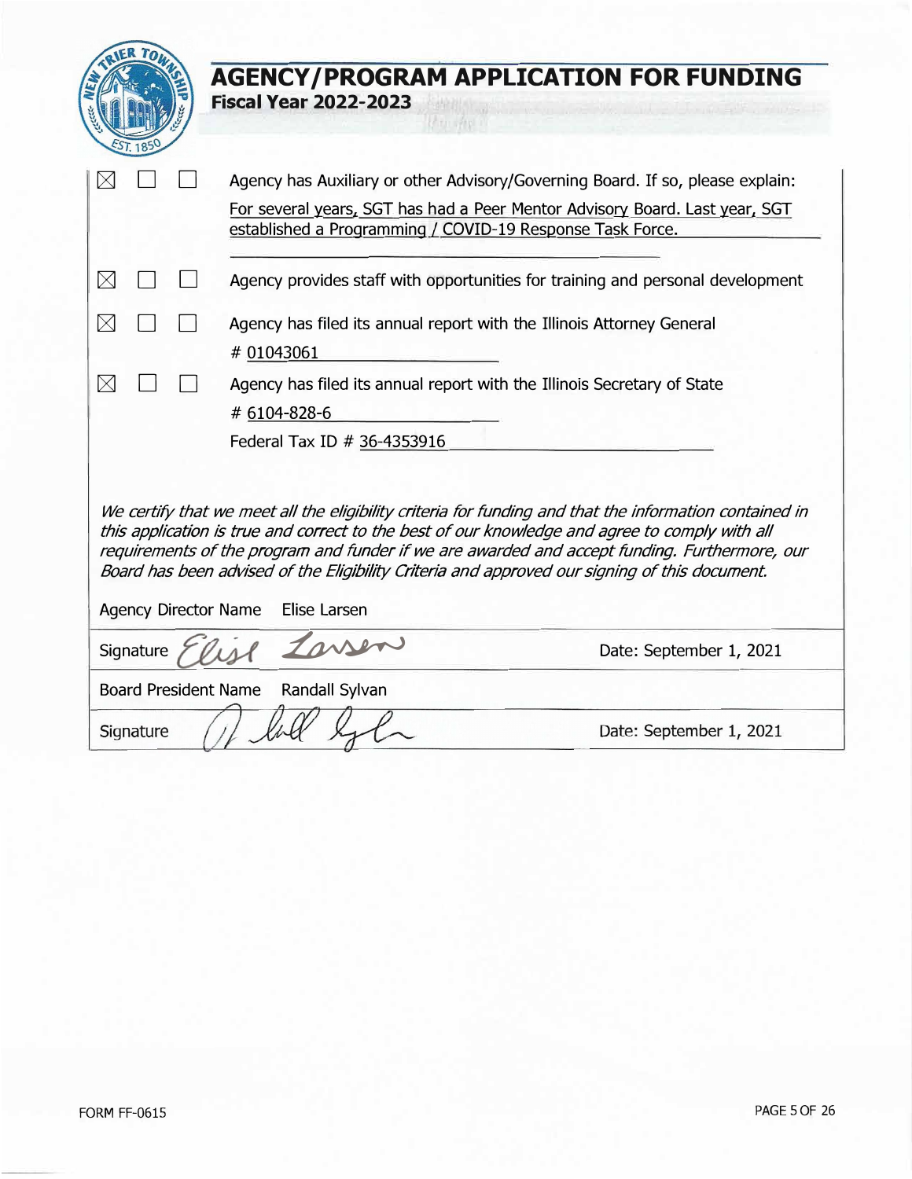# AGENCY/PROGRAM APPLICATION FOR FUNDING

**Fiscal Year 2022-2023**

| | | | |
|---|---|---|---|
| ☒ | ☐ | ☐ | Agency has Auxiliary or other Advisory/Governing Board. If so, please explain: For several years, SGT has had a Peer Mentor Advisory Board. Last year, SGT established a Programming / COVID-19 Response Task Force. |
| ☒ | ☐ | ☐ | Agency provides staff with opportunities for training and personal development |
| ☒ | ☐ | ☐ | Agency has filed its annual report with the Illinois Attorney General # 01043061 |
| ☒ | ☐ | ☐ | Agency has filed its annual report with the Illinois Secretary of State # 6104-828-6 |
| | | | Federal Tax ID # 36-4353916 |

*We certify that we meet all the eligibility criteria for funding and that the information contained in this application is true and correct to the best of our knowledge and agree to comply with all requirements of the program and funder if we are awarded and accept funding. Furthermore, our Board has been advised of the Eligibility Criteria and approved our signing of this document.*

| | |
|---|---|
| Agency Director Name Elise Larsen | |
| Signature *Elise Larsen* | Date: September 1, 2021 |
| Board President Name Randall Sylvan | |
| Signature *Randall Sylvan* | Date: September 1, 2021 |

FORM FF-0615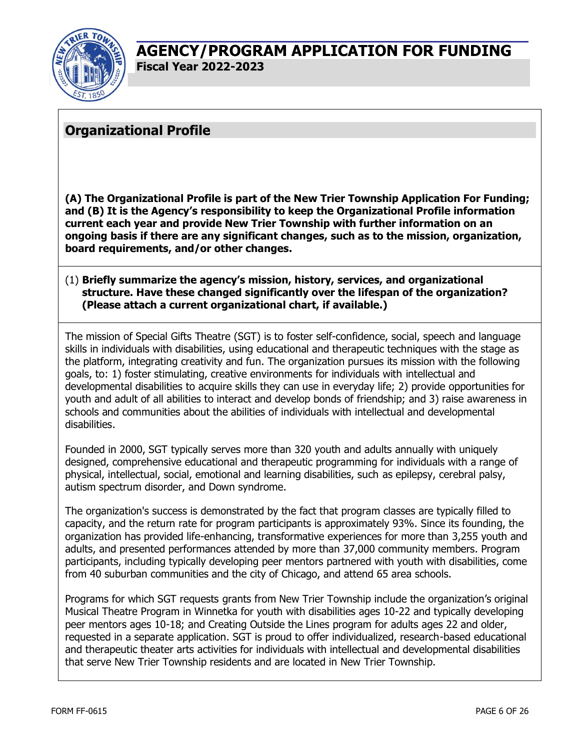# AGENCY/PROGRAM APPLICATION FOR FUNDING

**Fiscal Year 2022-2023**

## Organizational Profile

**(A) The Organizational Profile is part of the New Trier Township Application For Funding; and (B) It is the Agency's responsibility to keep the Organizational Profile information current each year and provide New Trier Township with further information on an ongoing basis if there are any significant changes, such as to the mission, organization, board requirements, and/or other changes.**

(1) **Briefly summarize the agency's mission, history, services, and organizational structure. Have these changed significantly over the lifespan of the organization? (Please attach a current organizational chart, if available.)**

The mission of Special Gifts Theatre (SGT) is to foster self-confidence, social, speech and language skills in individuals with disabilities, using educational and therapeutic techniques with the stage as the platform, integrating creativity and fun. The organization pursues its mission with the following goals, to: 1) foster stimulating, creative environments for individuals with intellectual and developmental disabilities to acquire skills they can use in everyday life; 2) provide opportunities for youth and adult of all abilities to interact and develop bonds of friendship; and 3) raise awareness in schools and communities about the abilities of individuals with intellectual and developmental disabilities.

Founded in 2000, SGT typically serves more than 320 youth and adults annually with uniquely designed, comprehensive educational and therapeutic programming for individuals with a range of physical, intellectual, social, emotional and learning disabilities, such as epilepsy, cerebral palsy, autism spectrum disorder, and Down syndrome.

The organization's success is demonstrated by the fact that program classes are typically filled to capacity, and the return rate for program participants is approximately 93%. Since its founding, the organization has provided life-enhancing, transformative experiences for more than 3,255 youth and adults, and presented performances attended by more than 37,000 community members. Program participants, including typically developing peer mentors partnered with youth with disabilities, come from 40 suburban communities and the city of Chicago, and attend 65 area schools.

Programs for which SGT requests grants from New Trier Township include the organization's original Musical Theatre Program in Winnetka for youth with disabilities ages 10-22 and typically developing peer mentors ages 10-18; and Creating Outside the Lines program for adults ages 22 and older, requested in a separate application. SGT is proud to offer individualized, research-based educational and therapeutic theater arts activities for individuals with intellectual and developmental disabilities that serve New Trier Township residents and are located in New Trier Township.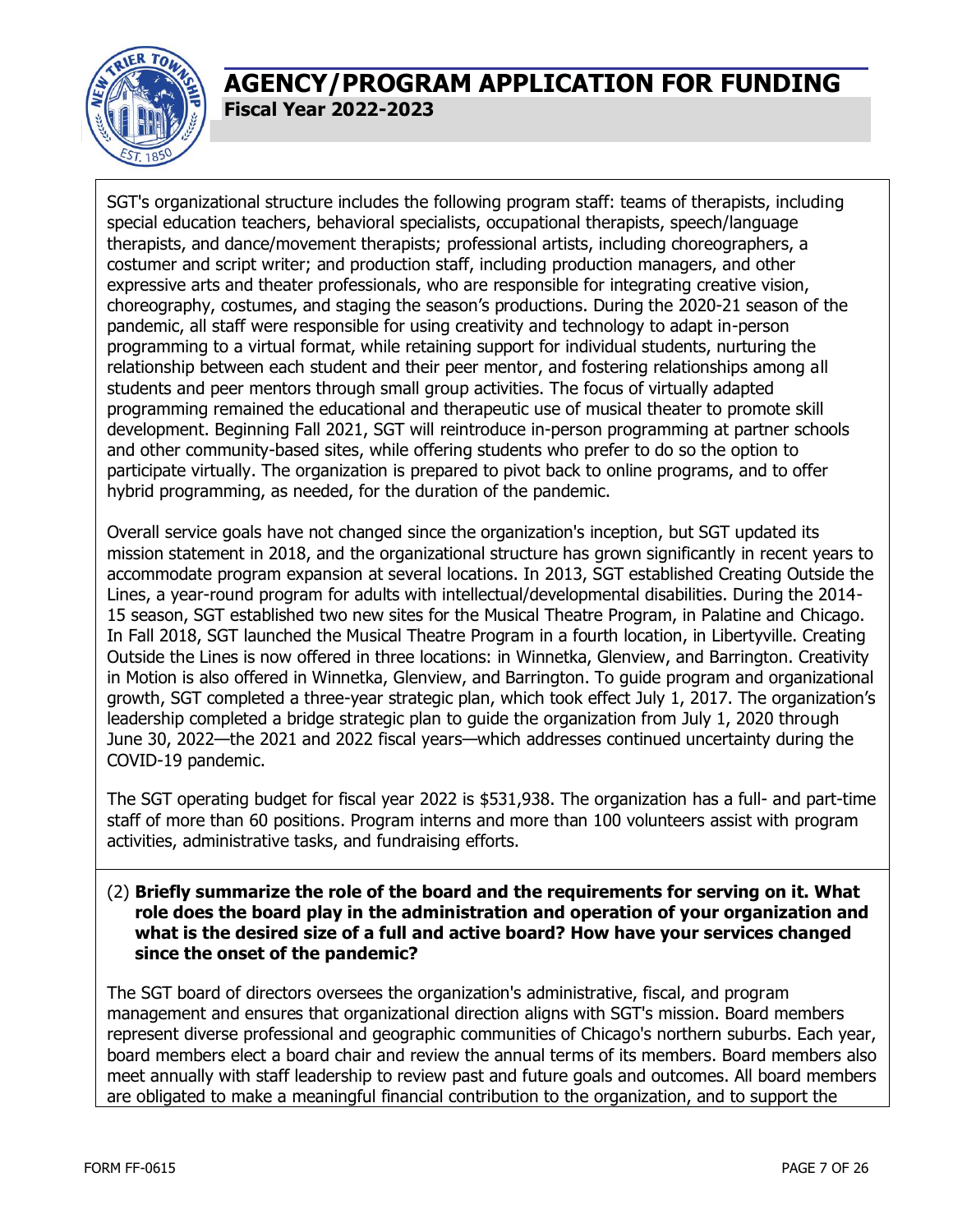SGT's organizational structure includes the following program staff: teams of therapists, including special education teachers, behavioral specialists, occupational therapists, speech/language therapists, and dance/movement therapists; professional artists, including choreographers, a costumer and script writer; and production staff, including production managers, and other expressive arts and theater professionals, who are responsible for integrating creative vision, choreography, costumes, and staging the season's productions. During the 2020-21 season of the pandemic, all staff were responsible for using creativity and technology to adapt in-person programming to a virtual format, while retaining support for individual students, nurturing the relationship between each student and their peer mentor, and fostering relationships among all students and peer mentors through small group activities. The focus of virtually adapted programming remained the educational and therapeutic use of musical theater to promote skill development. Beginning Fall 2021, SGT will reintroduce in-person programming at partner schools and other community-based sites, while offering students who prefer to do so the option to participate virtually. The organization is prepared to pivot back to online programs, and to offer hybrid programming, as needed, for the duration of the pandemic.

Overall service goals have not changed since the organization's inception, but SGT updated its mission statement in 2018, and the organizational structure has grown significantly in recent years to accommodate program expansion at several locations. In 2013, SGT established Creating Outside the Lines, a year-round program for adults with intellectual/developmental disabilities. During the 2014-15 season, SGT established two new sites for the Musical Theatre Program, in Palatine and Chicago. In Fall 2018, SGT launched the Musical Theatre Program in a fourth location, in Libertyville. Creating Outside the Lines is now offered in three locations: in Winnetka, Glenview, and Barrington. Creativity in Motion is also offered in Winnetka, Glenview, and Barrington. To guide program and organizational growth, SGT completed a three-year strategic plan, which took effect July 1, 2017. The organization's leadership completed a bridge strategic plan to guide the organization from July 1, 2020 through June 30, 2022—the 2021 and 2022 fiscal years—which addresses continued uncertainty during the COVID-19 pandemic.

The SGT operating budget for fiscal year 2022 is $531,938. The organization has a full- and part-time staff of more than 60 positions. Program interns and more than 100 volunteers assist with program activities, administrative tasks, and fundraising efforts.

(2) **Briefly summarize the role of the board and the requirements for serving on it. What role does the board play in the administration and operation of your organization and what is the desired size of a full and active board? How have your services changed since the onset of the pandemic?**

The SGT board of directors oversees the organization's administrative, fiscal, and program management and ensures that organizational direction aligns with SGT's mission. Board members represent diverse professional and geographic communities of Chicago's northern suburbs. Each year, board members elect a board chair and review the annual terms of its members. Board members also meet annually with staff leadership to review past and future goals and outcomes. All board members are obligated to make a meaningful financial contribution to the organization, and to support the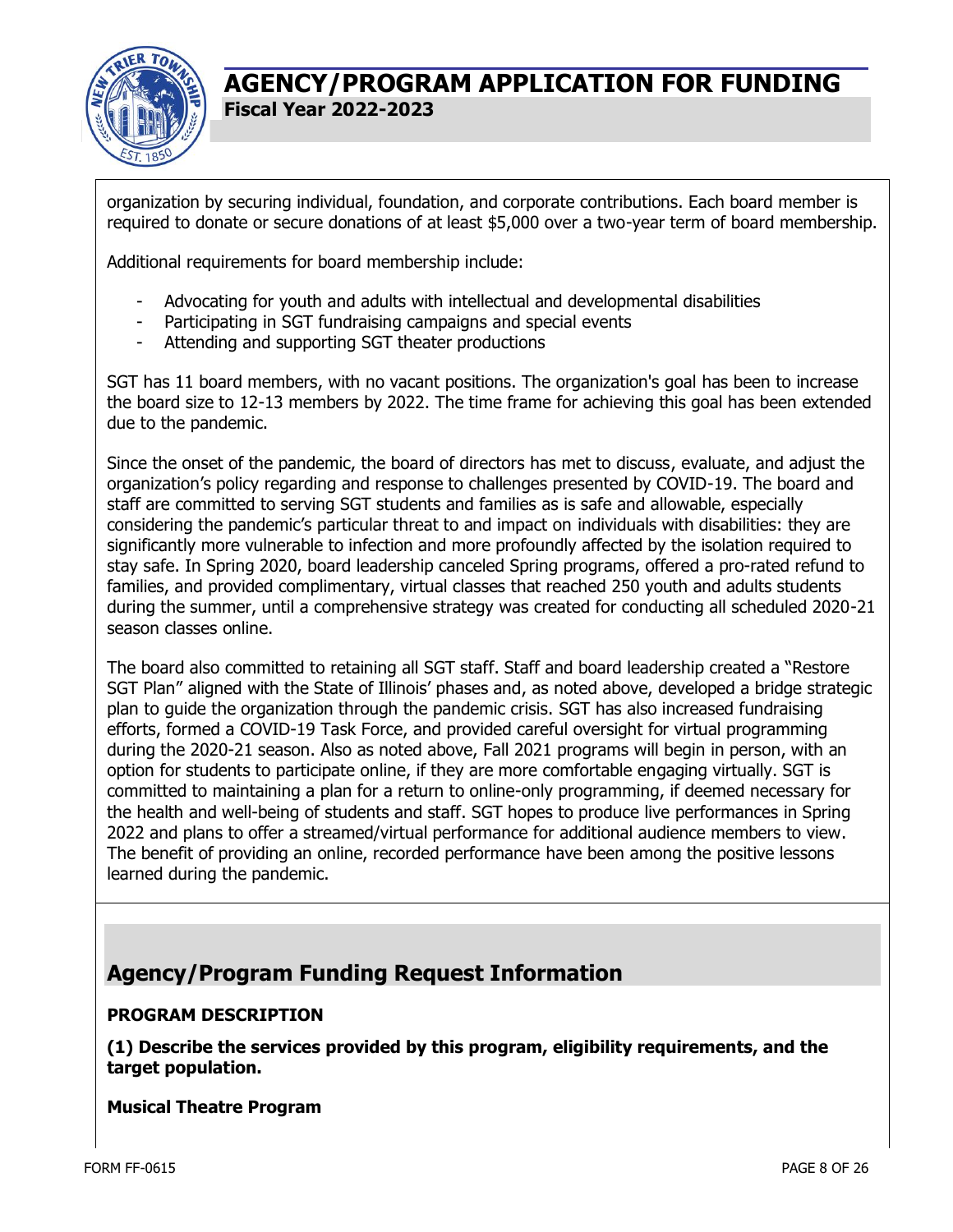organization by securing individual, foundation, and corporate contributions. Each board member is required to donate or secure donations of at least $5,000 over a two-year term of board membership.

Additional requirements for board membership include:

- Advocating for youth and adults with intellectual and developmental disabilities
- Participating in SGT fundraising campaigns and special events
- Attending and supporting SGT theater productions

SGT has 11 board members, with no vacant positions. The organization's goal has been to increase the board size to 12-13 members by 2022. The time frame for achieving this goal has been extended due to the pandemic.

Since the onset of the pandemic, the board of directors has met to discuss, evaluate, and adjust the organization's policy regarding and response to challenges presented by COVID-19. The board and staff are committed to serving SGT students and families as is safe and allowable, especially considering the pandemic's particular threat to and impact on individuals with disabilities: they are significantly more vulnerable to infection and more profoundly affected by the isolation required to stay safe. In Spring 2020, board leadership canceled Spring programs, offered a pro-rated refund to families, and provided complimentary, virtual classes that reached 250 youth and adults students during the summer, until a comprehensive strategy was created for conducting all scheduled 2020-21 season classes online.

The board also committed to retaining all SGT staff. Staff and board leadership created a "Restore SGT Plan" aligned with the State of Illinois' phases and, as noted above, developed a bridge strategic plan to guide the organization through the pandemic crisis. SGT has also increased fundraising efforts, formed a COVID-19 Task Force, and provided careful oversight for virtual programming during the 2020-21 season. Also as noted above, Fall 2021 programs will begin in person, with an option for students to participate online, if they are more comfortable engaging virtually. SGT is committed to maintaining a plan for a return to online-only programming, if deemed necessary for the health and well-being of students and staff. SGT hopes to produce live performances in Spring 2022 and plans to offer a streamed/virtual performance for additional audience members to view. The benefit of providing an online, recorded performance have been among the positive lessons learned during the pandemic.

## Agency/Program Funding Request Information

**PROGRAM DESCRIPTION**

**(1) Describe the services provided by this program, eligibility requirements, and the target population.**

**Musical Theatre Program**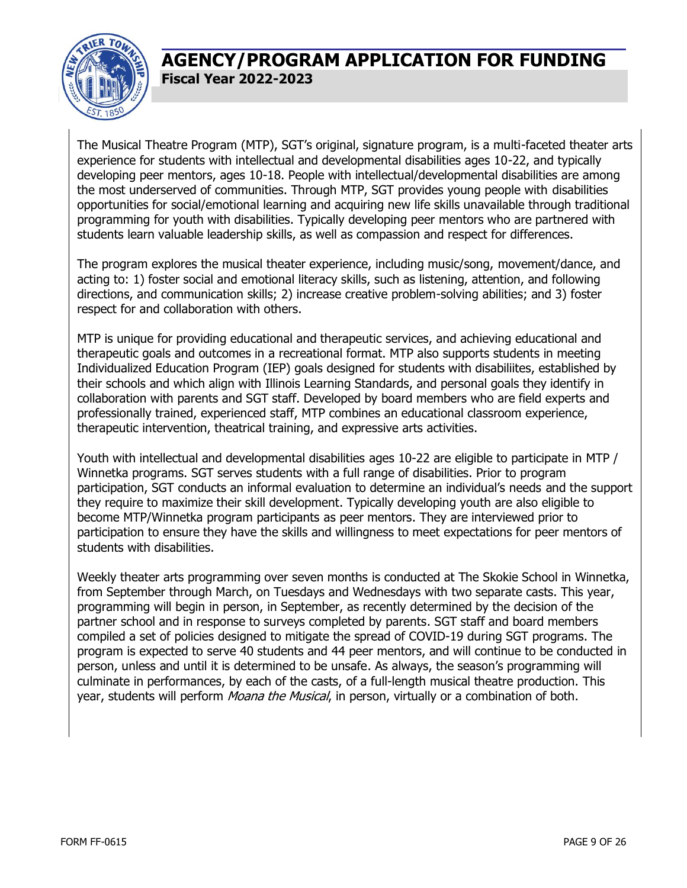The Musical Theatre Program (MTP), SGT's original, signature program, is a multi-faceted theater arts experience for students with intellectual and developmental disabilities ages 10-22, and typically developing peer mentors, ages 10-18. People with intellectual/developmental disabilities are among the most underserved of communities. Through MTP, SGT provides young people with disabilities opportunities for social/emotional learning and acquiring new life skills unavailable through traditional programming for youth with disabilities. Typically developing peer mentors who are partnered with students learn valuable leadership skills, as well as compassion and respect for differences.

The program explores the musical theater experience, including music/song, movement/dance, and acting to: 1) foster social and emotional literacy skills, such as listening, attention, and following directions, and communication skills; 2) increase creative problem-solving abilities; and 3) foster respect for and collaboration with others.

MTP is unique for providing educational and therapeutic services, and achieving educational and therapeutic goals and outcomes in a recreational format. MTP also supports students in meeting Individualized Education Program (IEP) goals designed for students with disabiliites, established by their schools and which align with Illinois Learning Standards, and personal goals they identify in collaboration with parents and SGT staff. Developed by board members who are field experts and professionally trained, experienced staff, MTP combines an educational classroom experience, therapeutic intervention, theatrical training, and expressive arts activities.

Youth with intellectual and developmental disabilities ages 10-22 are eligible to participate in MTP / Winnetka programs. SGT serves students with a full range of disabilities. Prior to program participation, SGT conducts an informal evaluation to determine an individual's needs and the support they require to maximize their skill development. Typically developing youth are also eligible to become MTP/Winnetka program participants as peer mentors. They are interviewed prior to participation to ensure they have the skills and willingness to meet expectations for peer mentors of students with disabilities.

Weekly theater arts programming over seven months is conducted at The Skokie School in Winnetka, from September through March, on Tuesdays and Wednesdays with two separate casts. This year, programming will begin in person, in September, as recently determined by the decision of the partner school and in response to surveys completed by parents. SGT staff and board members compiled a set of policies designed to mitigate the spread of COVID-19 during SGT programs. The program is expected to serve 40 students and 44 peer mentors, and will continue to be conducted in person, unless and until it is determined to be unsafe. As always, the season's programming will culminate in performances, by each of the casts, of a full-length musical theatre production. This year, students will perform *Moana the Musical*, in person, virtually or a combination of both.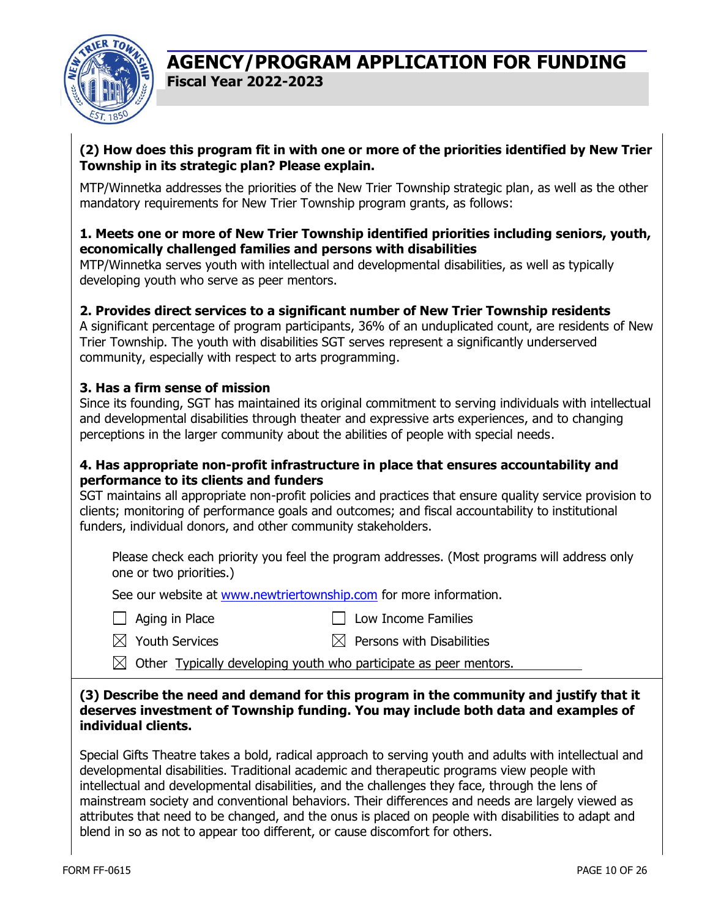**(2) How does this program fit in with one or more of the priorities identified by New Trier Township in its strategic plan? Please explain.**

MTP/Winnetka addresses the priorities of the New Trier Township strategic plan, as well as the other mandatory requirements for New Trier Township program grants, as follows:

**1. Meets one or more of New Trier Township identified priorities including seniors, youth, economically challenged families and persons with disabilities**

MTP/Winnetka serves youth with intellectual and developmental disabilities, as well as typically developing youth who serve as peer mentors.

**2. Provides direct services to a significant number of New Trier Township residents**

A significant percentage of program participants, 36% of an unduplicated count, are residents of New Trier Township. The youth with disabilities SGT serves represent a significantly underserved community, especially with respect to arts programming.

**3. Has a firm sense of mission**

Since its founding, SGT has maintained its original commitment to serving individuals with intellectual and developmental disabilities through theater and expressive arts experiences, and to changing perceptions in the larger community about the abilities of people with special needs.

**4. Has appropriate non-profit infrastructure in place that ensures accountability and performance to its clients and funders**

SGT maintains all appropriate non-profit policies and practices that ensure quality service provision to clients; monitoring of performance goals and outcomes; and fiscal accountability to institutional funders, individual donors, and other community stakeholders.

Please check each priority you feel the program addresses. (Most programs will address only one or two priorities.)

See our website at www.newtriertownship.com for more information.

- ☐ Aging in Place
- ☐ Low Income Families
- ☒ Youth Services
- ☒ Persons with Disabilities
- ☒ Other Typically developing youth who participate as peer mentors.

**(3) Describe the need and demand for this program in the community and justify that it deserves investment of Township funding. You may include both data and examples of individual clients.**

Special Gifts Theatre takes a bold, radical approach to serving youth and adults with intellectual and developmental disabilities. Traditional academic and therapeutic programs view people with intellectual and developmental disabilities, and the challenges they face, through the lens of mainstream society and conventional behaviors. Their differences and needs are largely viewed as attributes that need to be changed, and the onus is placed on people with disabilities to adapt and blend in so as not to appear too different, or cause discomfort for others.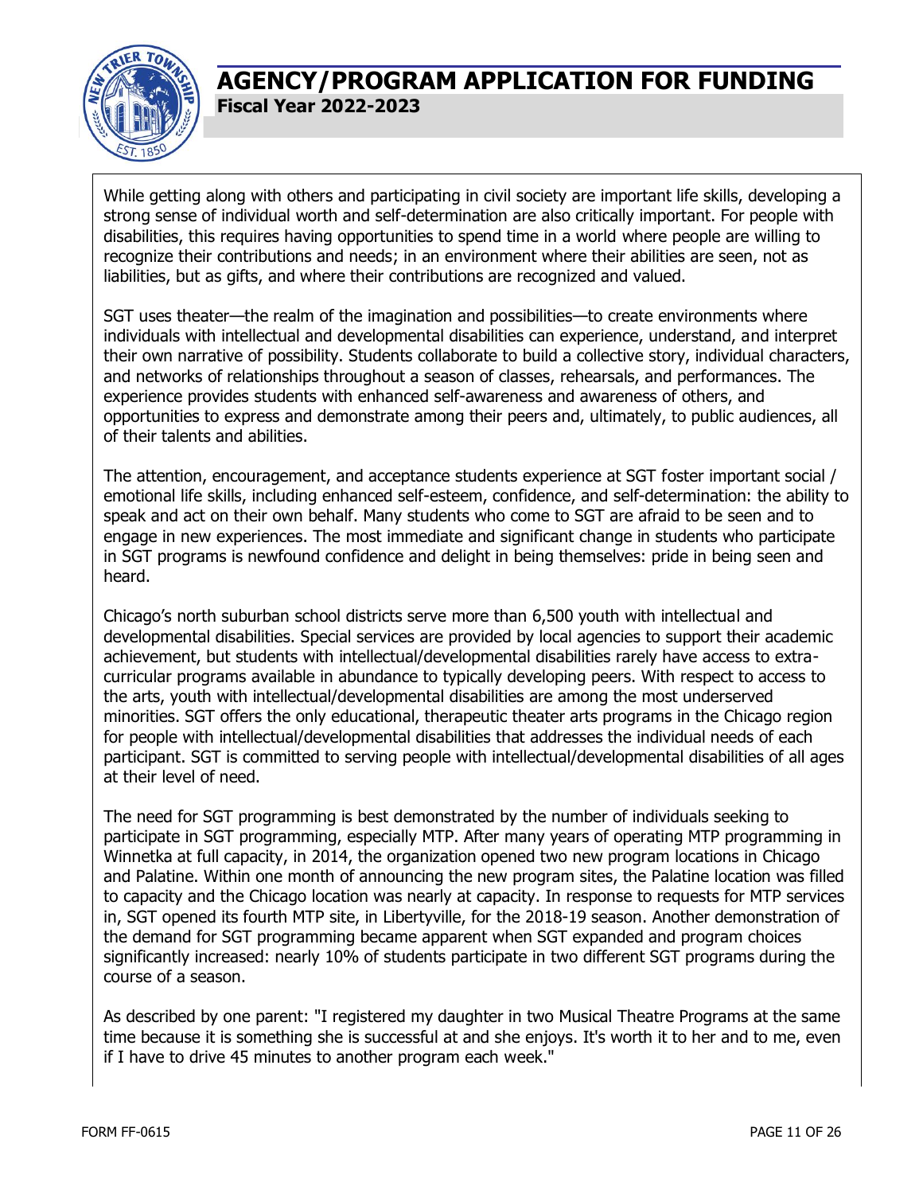While getting along with others and participating in civil society are important life skills, developing a strong sense of individual worth and self-determination are also critically important. For people with disabilities, this requires having opportunities to spend time in a world where people are willing to recognize their contributions and needs; in an environment where their abilities are seen, not as liabilities, but as gifts, and where their contributions are recognized and valued.

SGT uses theater—the realm of the imagination and possibilities—to create environments where individuals with intellectual and developmental disabilities can experience, understand, and interpret their own narrative of possibility. Students collaborate to build a collective story, individual characters, and networks of relationships throughout a season of classes, rehearsals, and performances. The experience provides students with enhanced self-awareness and awareness of others, and opportunities to express and demonstrate among their peers and, ultimately, to public audiences, all of their talents and abilities.

The attention, encouragement, and acceptance students experience at SGT foster important social / emotional life skills, including enhanced self-esteem, confidence, and self-determination: the ability to speak and act on their own behalf. Many students who come to SGT are afraid to be seen and to engage in new experiences. The most immediate and significant change in students who participate in SGT programs is newfound confidence and delight in being themselves: pride in being seen and heard.

Chicago's north suburban school districts serve more than 6,500 youth with intellectual and developmental disabilities. Special services are provided by local agencies to support their academic achievement, but students with intellectual/developmental disabilities rarely have access to extra-curricular programs available in abundance to typically developing peers. With respect to access to the arts, youth with intellectual/developmental disabilities are among the most underserved minorities. SGT offers the only educational, therapeutic theater arts programs in the Chicago region for people with intellectual/developmental disabilities that addresses the individual needs of each participant. SGT is committed to serving people with intellectual/developmental disabilities of all ages at their level of need.

The need for SGT programming is best demonstrated by the number of individuals seeking to participate in SGT programming, especially MTP. After many years of operating MTP programming in Winnetka at full capacity, in 2014, the organization opened two new program locations in Chicago and Palatine. Within one month of announcing the new program sites, the Palatine location was filled to capacity and the Chicago location was nearly at capacity. In response to requests for MTP services in, SGT opened its fourth MTP site, in Libertyville, for the 2018-19 season. Another demonstration of the demand for SGT programming became apparent when SGT expanded and program choices significantly increased: nearly 10% of students participate in two different SGT programs during the course of a season.

As described by one parent: "I registered my daughter in two Musical Theatre Programs at the same time because it is something she is successful at and she enjoys. It's worth it to her and to me, even if I have to drive 45 minutes to another program each week."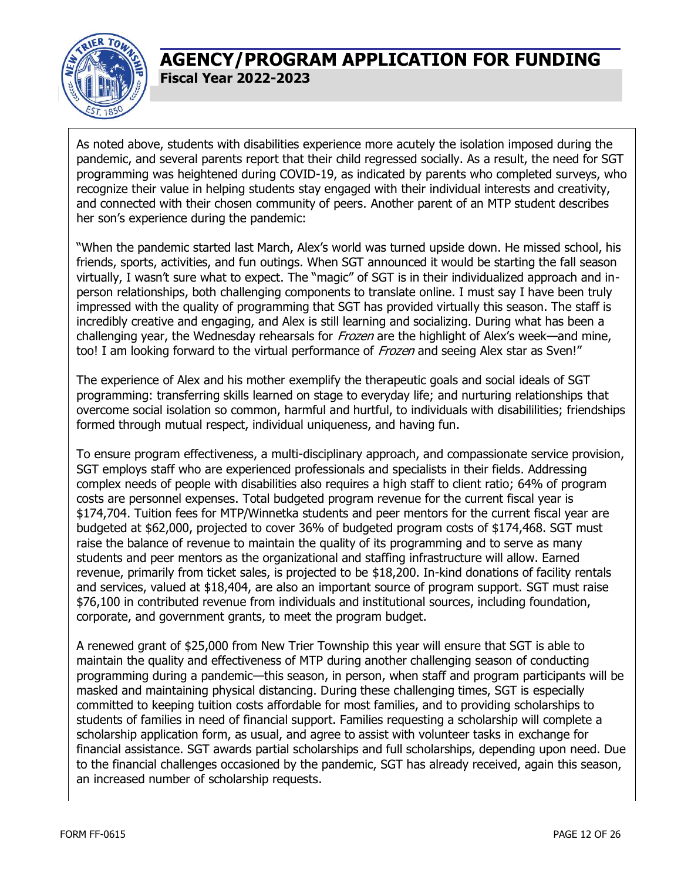As noted above, students with disabilities experience more acutely the isolation imposed during the pandemic, and several parents report that their child regressed socially. As a result, the need for SGT programming was heightened during COVID-19, as indicated by parents who completed surveys, who recognize their value in helping students stay engaged with their individual interests and creativity, and connected with their chosen community of peers. Another parent of an MTP student describes her son's experience during the pandemic:

"When the pandemic started last March, Alex's world was turned upside down. He missed school, his friends, sports, activities, and fun outings. When SGT announced it would be starting the fall season virtually, I wasn't sure what to expect. The "magic" of SGT is in their individualized approach and in-person relationships, both challenging components to translate online. I must say I have been truly impressed with the quality of programming that SGT has provided virtually this season. The staff is incredibly creative and engaging, and Alex is still learning and socializing. During what has been a challenging year, the Wednesday rehearsals for *Frozen* are the highlight of Alex's week—and mine, too! I am looking forward to the virtual performance of *Frozen* and seeing Alex star as Sven!"

The experience of Alex and his mother exemplify the therapeutic goals and social ideals of SGT programming: transferring skills learned on stage to everyday life; and nurturing relationships that overcome social isolation so common, harmful and hurtful, to individuals with disabililities; friendships formed through mutual respect, individual uniqueness, and having fun.

To ensure program effectiveness, a multi-disciplinary approach, and compassionate service provision, SGT employs staff who are experienced professionals and specialists in their fields. Addressing complex needs of people with disabilities also requires a high staff to client ratio; 64% of program costs are personnel expenses. Total budgeted program revenue for the current fiscal year is \$174,704. Tuition fees for MTP/Winnetka students and peer mentors for the current fiscal year are budgeted at \$62,000, projected to cover 36% of budgeted program costs of \$174,468. SGT must raise the balance of revenue to maintain the quality of its programming and to serve as many students and peer mentors as the organizational and staffing infrastructure will allow. Earned revenue, primarily from ticket sales, is projected to be \$18,200. In-kind donations of facility rentals and services, valued at \$18,404, are also an important source of program support. SGT must raise \$76,100 in contributed revenue from individuals and institutional sources, including foundation, corporate, and government grants, to meet the program budget.

A renewed grant of \$25,000 from New Trier Township this year will ensure that SGT is able to maintain the quality and effectiveness of MTP during another challenging season of conducting programming during a pandemic—this season, in person, when staff and program participants will be masked and maintaining physical distancing. During these challenging times, SGT is especially committed to keeping tuition costs affordable for most families, and to providing scholarships to students of families in need of financial support. Families requesting a scholarship will complete a scholarship application form, as usual, and agree to assist with volunteer tasks in exchange for financial assistance. SGT awards partial scholarships and full scholarships, depending upon need. Due to the financial challenges occasioned by the pandemic, SGT has already received, again this season, an increased number of scholarship requests.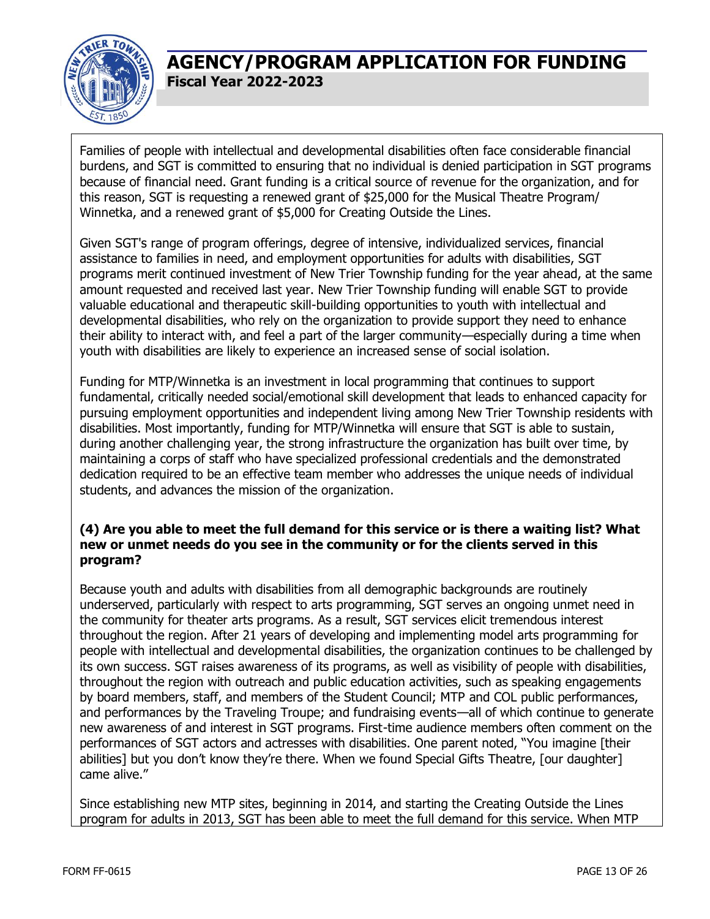Families of people with intellectual and developmental disabilities often face considerable financial burdens, and SGT is committed to ensuring that no individual is denied participation in SGT programs because of financial need. Grant funding is a critical source of revenue for the organization, and for this reason, SGT is requesting a renewed grant of $25,000 for the Musical Theatre Program/ Winnetka, and a renewed grant of $5,000 for Creating Outside the Lines.

Given SGT's range of program offerings, degree of intensive, individualized services, financial assistance to families in need, and employment opportunities for adults with disabilities, SGT programs merit continued investment of New Trier Township funding for the year ahead, at the same amount requested and received last year. New Trier Township funding will enable SGT to provide valuable educational and therapeutic skill-building opportunities to youth with intellectual and developmental disabilities, who rely on the organization to provide support they need to enhance their ability to interact with, and feel a part of the larger community—especially during a time when youth with disabilities are likely to experience an increased sense of social isolation.

Funding for MTP/Winnetka is an investment in local programming that continues to support fundamental, critically needed social/emotional skill development that leads to enhanced capacity for pursuing employment opportunities and independent living among New Trier Township residents with disabilities. Most importantly, funding for MTP/Winnetka will ensure that SGT is able to sustain, during another challenging year, the strong infrastructure the organization has built over time, by maintaining a corps of staff who have specialized professional credentials and the demonstrated dedication required to be an effective team member who addresses the unique needs of individual students, and advances the mission of the organization.

**(4) Are you able to meet the full demand for this service or is there a waiting list? What new or unmet needs do you see in the community or for the clients served in this program?**

Because youth and adults with disabilities from all demographic backgrounds are routinely underserved, particularly with respect to arts programming, SGT serves an ongoing unmet need in the community for theater arts programs. As a result, SGT services elicit tremendous interest throughout the region. After 21 years of developing and implementing model arts programming for people with intellectual and developmental disabilities, the organization continues to be challenged by its own success. SGT raises awareness of its programs, as well as visibility of people with disabilities, throughout the region with outreach and public education activities, such as speaking engagements by board members, staff, and members of the Student Council; MTP and COL public performances, and performances by the Traveling Troupe; and fundraising events—all of which continue to generate new awareness of and interest in SGT programs. First-time audience members often comment on the performances of SGT actors and actresses with disabilities. One parent noted, "You imagine [their abilities] but you don't know they're there. When we found Special Gifts Theatre, [our daughter] came alive."

Since establishing new MTP sites, beginning in 2014, and starting the Creating Outside the Lines program for adults in 2013, SGT has been able to meet the full demand for this service. When MTP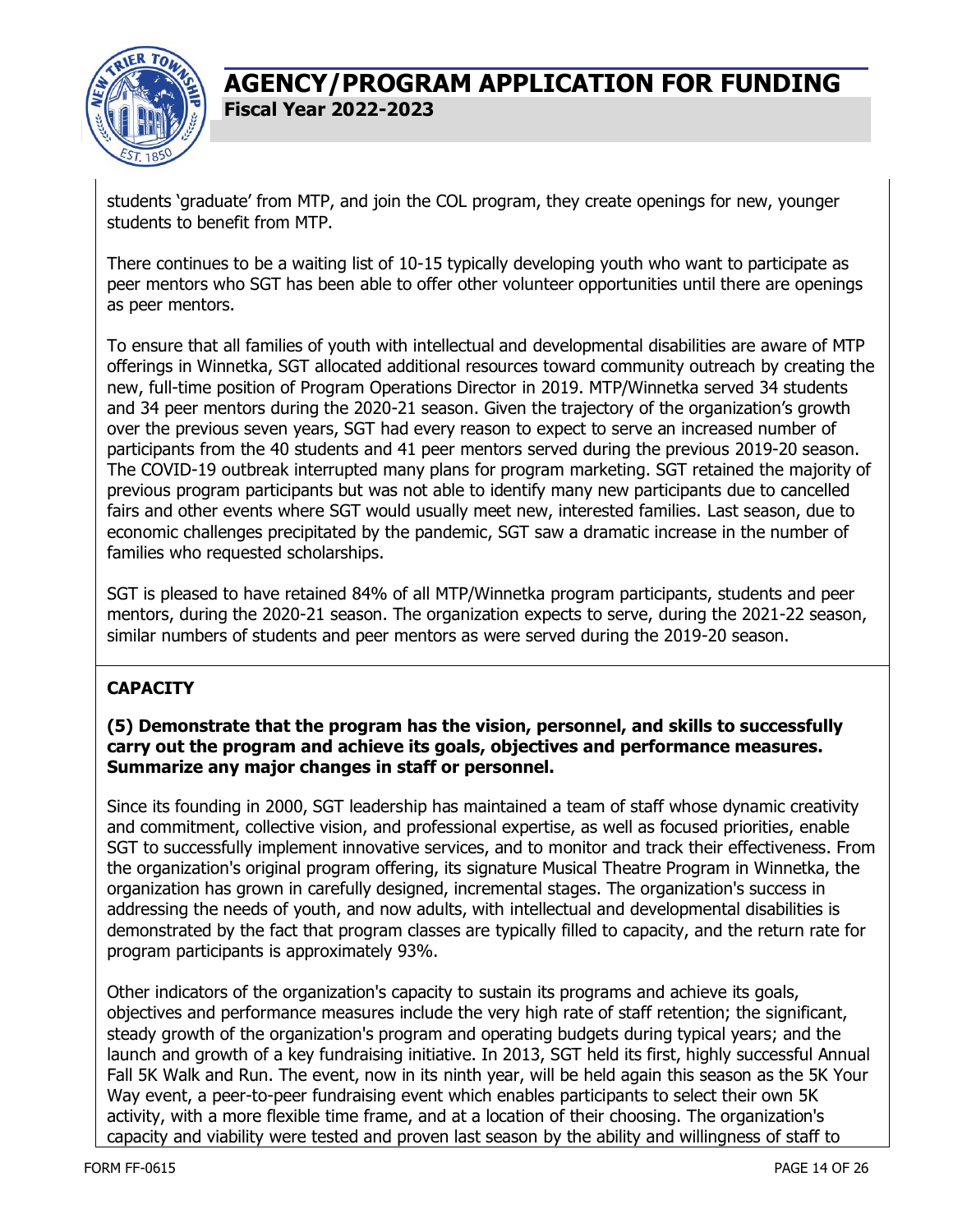students 'graduate' from MTP, and join the COL program, they create openings for new, younger students to benefit from MTP.

There continues to be a waiting list of 10-15 typically developing youth who want to participate as peer mentors who SGT has been able to offer other volunteer opportunities until there are openings as peer mentors.

To ensure that all families of youth with intellectual and developmental disabilities are aware of MTP offerings in Winnetka, SGT allocated additional resources toward community outreach by creating the new, full-time position of Program Operations Director in 2019. MTP/Winnetka served 34 students and 34 peer mentors during the 2020-21 season. Given the trajectory of the organization's growth over the previous seven years, SGT had every reason to expect to serve an increased number of participants from the 40 students and 41 peer mentors served during the previous 2019-20 season. The COVID-19 outbreak interrupted many plans for program marketing. SGT retained the majority of previous program participants but was not able to identify many new participants due to cancelled fairs and other events where SGT would usually meet new, interested families. Last season, due to economic challenges precipitated by the pandemic, SGT saw a dramatic increase in the number of families who requested scholarships.

SGT is pleased to have retained 84% of all MTP/Winnetka program participants, students and peer mentors, during the 2020-21 season. The organization expects to serve, during the 2021-22 season, similar numbers of students and peer mentors as were served during the 2019-20 season.

## CAPACITY

**(5) Demonstrate that the program has the vision, personnel, and skills to successfully carry out the program and achieve its goals, objectives and performance measures. Summarize any major changes in staff or personnel.**

Since its founding in 2000, SGT leadership has maintained a team of staff whose dynamic creativity and commitment, collective vision, and professional expertise, as well as focused priorities, enable SGT to successfully implement innovative services, and to monitor and track their effectiveness. From the organization's original program offering, its signature Musical Theatre Program in Winnetka, the organization has grown in carefully designed, incremental stages. The organization's success in addressing the needs of youth, and now adults, with intellectual and developmental disabilities is demonstrated by the fact that program classes are typically filled to capacity, and the return rate for program participants is approximately 93%.

Other indicators of the organization's capacity to sustain its programs and achieve its goals, objectives and performance measures include the very high rate of staff retention; the significant, steady growth of the organization's program and operating budgets during typical years; and the launch and growth of a key fundraising initiative. In 2013, SGT held its first, highly successful Annual Fall 5K Walk and Run. The event, now in its ninth year, will be held again this season as the 5K Your Way event, a peer-to-peer fundraising event which enables participants to select their own 5K activity, with a more flexible time frame, and at a location of their choosing. The organization's capacity and viability were tested and proven last season by the ability and willingness of staff to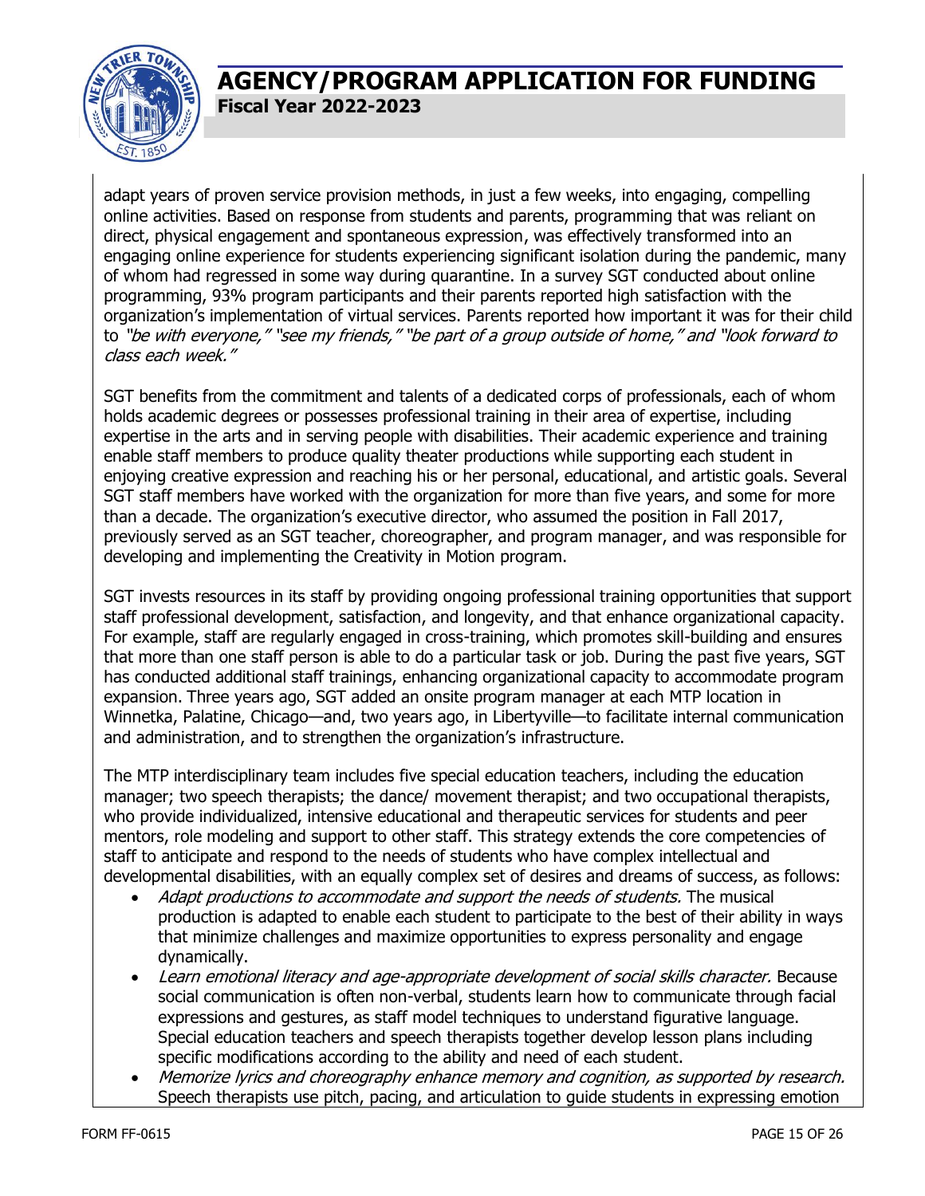adapt years of proven service provision methods, in just a few weeks, into engaging, compelling online activities. Based on response from students and parents, programming that was reliant on direct, physical engagement and spontaneous expression, was effectively transformed into an engaging online experience for students experiencing significant isolation during the pandemic, many of whom had regressed in some way during quarantine. In a survey SGT conducted about online programming, 93% program participants and their parents reported high satisfaction with the organization's implementation of virtual services. Parents reported how important it was for their child to *"be with everyone," "see my friends," "be part of a group outside of home," and "look forward to class each week."*

SGT benefits from the commitment and talents of a dedicated corps of professionals, each of whom holds academic degrees or possesses professional training in their area of expertise, including expertise in the arts and in serving people with disabilities. Their academic experience and training enable staff members to produce quality theater productions while supporting each student in enjoying creative expression and reaching his or her personal, educational, and artistic goals. Several SGT staff members have worked with the organization for more than five years, and some for more than a decade. The organization's executive director, who assumed the position in Fall 2017, previously served as an SGT teacher, choreographer, and program manager, and was responsible for developing and implementing the Creativity in Motion program.

SGT invests resources in its staff by providing ongoing professional training opportunities that support staff professional development, satisfaction, and longevity, and that enhance organizational capacity. For example, staff are regularly engaged in cross-training, which promotes skill-building and ensures that more than one staff person is able to do a particular task or job. During the past five years, SGT has conducted additional staff trainings, enhancing organizational capacity to accommodate program expansion. Three years ago, SGT added an onsite program manager at each MTP location in Winnetka, Palatine, Chicago—and, two years ago, in Libertyville—to facilitate internal communication and administration, and to strengthen the organization's infrastructure.

The MTP interdisciplinary team includes five special education teachers, including the education manager; two speech therapists; the dance/ movement therapist; and two occupational therapists, who provide individualized, intensive educational and therapeutic services for students and peer mentors, role modeling and support to other staff. This strategy extends the core competencies of staff to anticipate and respond to the needs of students who have complex intellectual and developmental disabilities, with an equally complex set of desires and dreams of success, as follows:

- *Adapt productions to accommodate and support the needs of students.* The musical production is adapted to enable each student to participate to the best of their ability in ways that minimize challenges and maximize opportunities to express personality and engage dynamically.
- *Learn emotional literacy and age-appropriate development of social skills character.* Because social communication is often non-verbal, students learn how to communicate through facial expressions and gestures, as staff model techniques to understand figurative language. Special education teachers and speech therapists together develop lesson plans including specific modifications according to the ability and need of each student.
- *Memorize lyrics and choreography enhance memory and cognition, as supported by research.* Speech therapists use pitch, pacing, and articulation to guide students in expressing emotion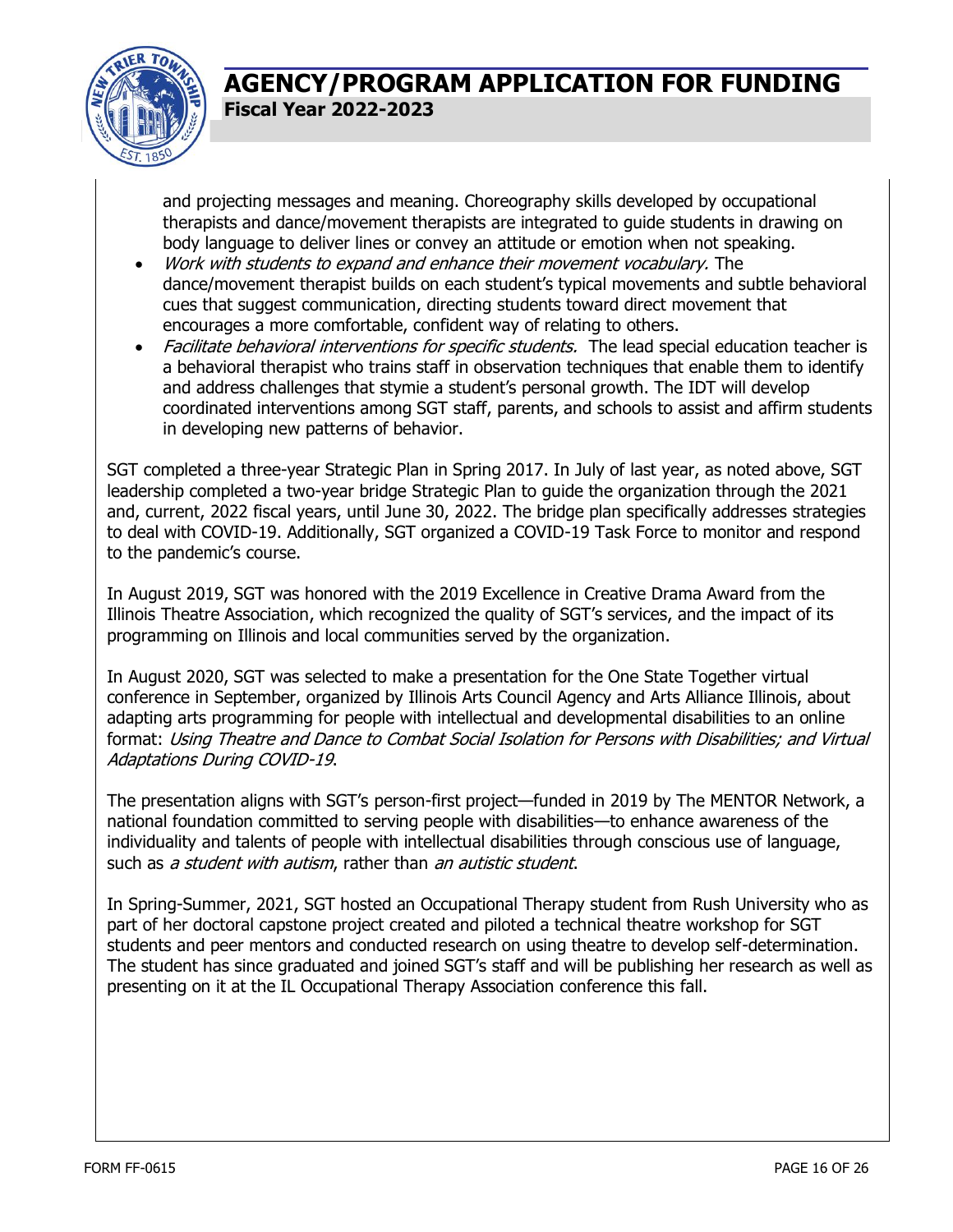and projecting messages and meaning. Choreography skills developed by occupational therapists and dance/movement therapists are integrated to guide students in drawing on body language to deliver lines or convey an attitude or emotion when not speaking.

- *Work with students to expand and enhance their movement vocabulary.* The dance/movement therapist builds on each student's typical movements and subtle behavioral cues that suggest communication, directing students toward direct movement that encourages a more comfortable, confident way of relating to others.
- *Facilitate behavioral interventions for specific students.* The lead special education teacher is a behavioral therapist who trains staff in observation techniques that enable them to identify and address challenges that stymie a student's personal growth. The IDT will develop coordinated interventions among SGT staff, parents, and schools to assist and affirm students in developing new patterns of behavior.

SGT completed a three-year Strategic Plan in Spring 2017. In July of last year, as noted above, SGT leadership completed a two-year bridge Strategic Plan to guide the organization through the 2021 and, current, 2022 fiscal years, until June 30, 2022. The bridge plan specifically addresses strategies to deal with COVID-19. Additionally, SGT organized a COVID-19 Task Force to monitor and respond to the pandemic's course.

In August 2019, SGT was honored with the 2019 Excellence in Creative Drama Award from the Illinois Theatre Association, which recognized the quality of SGT's services, and the impact of its programming on Illinois and local communities served by the organization.

In August 2020, SGT was selected to make a presentation for the One State Together virtual conference in September, organized by Illinois Arts Council Agency and Arts Alliance Illinois, about adapting arts programming for people with intellectual and developmental disabilities to an online format: *Using Theatre and Dance to Combat Social Isolation for Persons with Disabilities; and Virtual Adaptations During COVID-19*.

The presentation aligns with SGT's person-first project—funded in 2019 by The MENTOR Network, a national foundation committed to serving people with disabilities—to enhance awareness of the individuality and talents of people with intellectual disabilities through conscious use of language, such as *a student with autism*, rather than *an autistic student*.

In Spring-Summer, 2021, SGT hosted an Occupational Therapy student from Rush University who as part of her doctoral capstone project created and piloted a technical theatre workshop for SGT students and peer mentors and conducted research on using theatre to develop self-determination. The student has since graduated and joined SGT's staff and will be publishing her research as well as presenting on it at the IL Occupational Therapy Association conference this fall.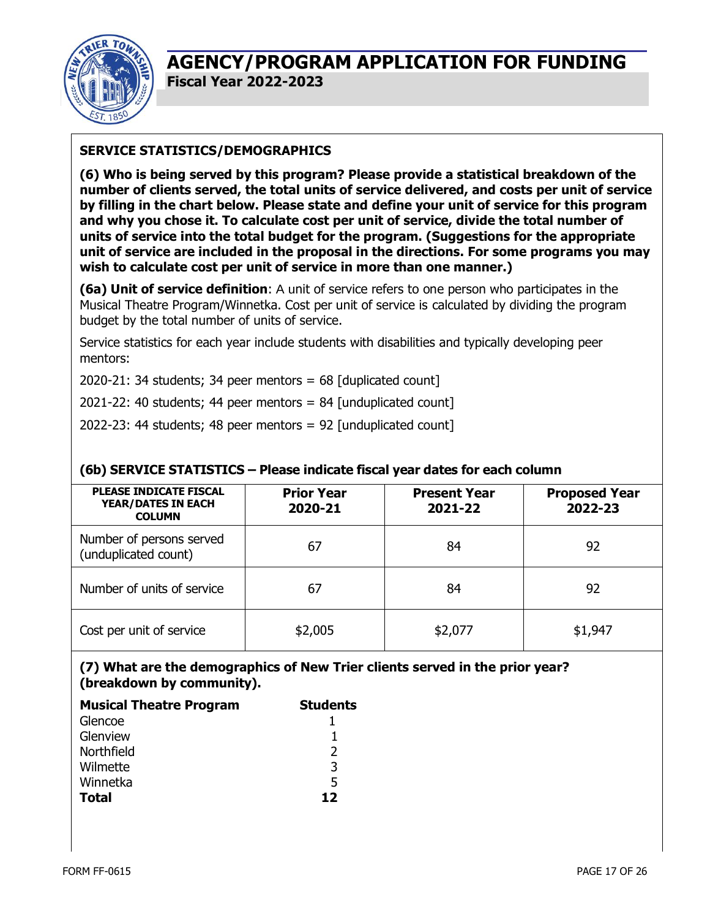# AGENCY/PROGRAM APPLICATION FOR FUNDING

**Fiscal Year 2022-2023**

## SERVICE STATISTICS/DEMOGRAPHICS

**(6) Who is being served by this program? Please provide a statistical breakdown of the number of clients served, the total units of service delivered, and costs per unit of service by filling in the chart below. Please state and define your unit of service for this program and why you chose it. To calculate cost per unit of service, divide the total number of units of service into the total budget for the program. (Suggestions for the appropriate unit of service are included in the proposal in the directions. For some programs you may wish to calculate cost per unit of service in more than one manner.)**

**(6a) Unit of service definition**: A unit of service refers to one person who participates in the Musical Theatre Program/Winnetka. Cost per unit of service is calculated by dividing the program budget by the total number of units of service.

Service statistics for each year include students with disabilities and typically developing peer mentors:

2020-21: 34 students; 34 peer mentors = 68 [duplicated count]

2021-22: 40 students; 44 peer mentors = 84 [unduplicated count]

2022-23: 44 students; 48 peer mentors = 92 [unduplicated count]

### (6b) SERVICE STATISTICS – Please indicate fiscal year dates for each column

| PLEASE INDICATE FISCAL YEAR/DATES IN EACH COLUMN | Prior Year 2020-21 | Present Year 2021-22 | Proposed Year 2022-23 |
|---|---|---|---|
| Number of persons served (unduplicated count) | 67 | 84 | 92 |
| Number of units of service | 67 | 84 | 92 |
| Cost per unit of service | $2,005 | $2,077 | $1,947 |

**(7) What are the demographics of New Trier clients served in the prior year? (breakdown by community).**

| **Musical Theatre Program** | **Students** |
|---|---|
| Glencoe | 1 |
| Glenview | 1 |
| Northfield | 2 |
| Wilmette | 3 |
| Winnetka | 5 |
| **Total** | **12** |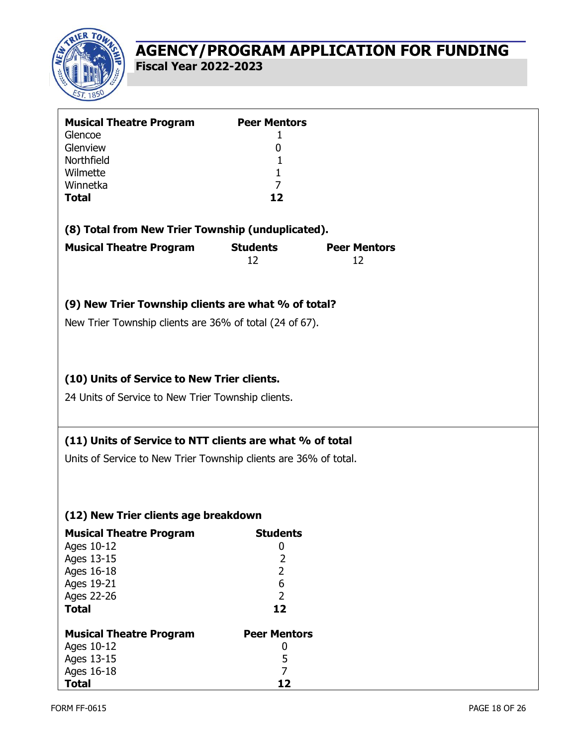| Musical Theatre Program | Peer Mentors |
|---|---|
| Glencoe | 1 |
| Glenview | 0 |
| Northfield | 1 |
| Wilmette | 1 |
| Winnetka | 7 |
| **Total** | **12** |

**(8) Total from New Trier Township (unduplicated).**

| Musical Theatre Program | Students | Peer Mentors |
|---|---|---|
| | 12 | 12 |

**(9) New Trier Township clients are what % of total?**

New Trier Township clients are 36% of total (24 of 67).

**(10) Units of Service to New Trier clients.**

24 Units of Service to New Trier Township clients.

**(11) Units of Service to NTT clients are what % of total**

Units of Service to New Trier Township clients are 36% of total.

**(12) New Trier clients age breakdown**

| Musical Theatre Program | Students |
|---|---|
| Ages 10-12 | 0 |
| Ages 13-15 | 2 |
| Ages 16-18 | 2 |
| Ages 19-21 | 6 |
| Ages 22-26 | 2 |
| **Total** | **12** |

| Musical Theatre Program | Peer Mentors |
|---|---|
| Ages 10-12 | 0 |
| Ages 13-15 | 5 |
| Ages 16-18 | 7 |
| **Total** | **12** |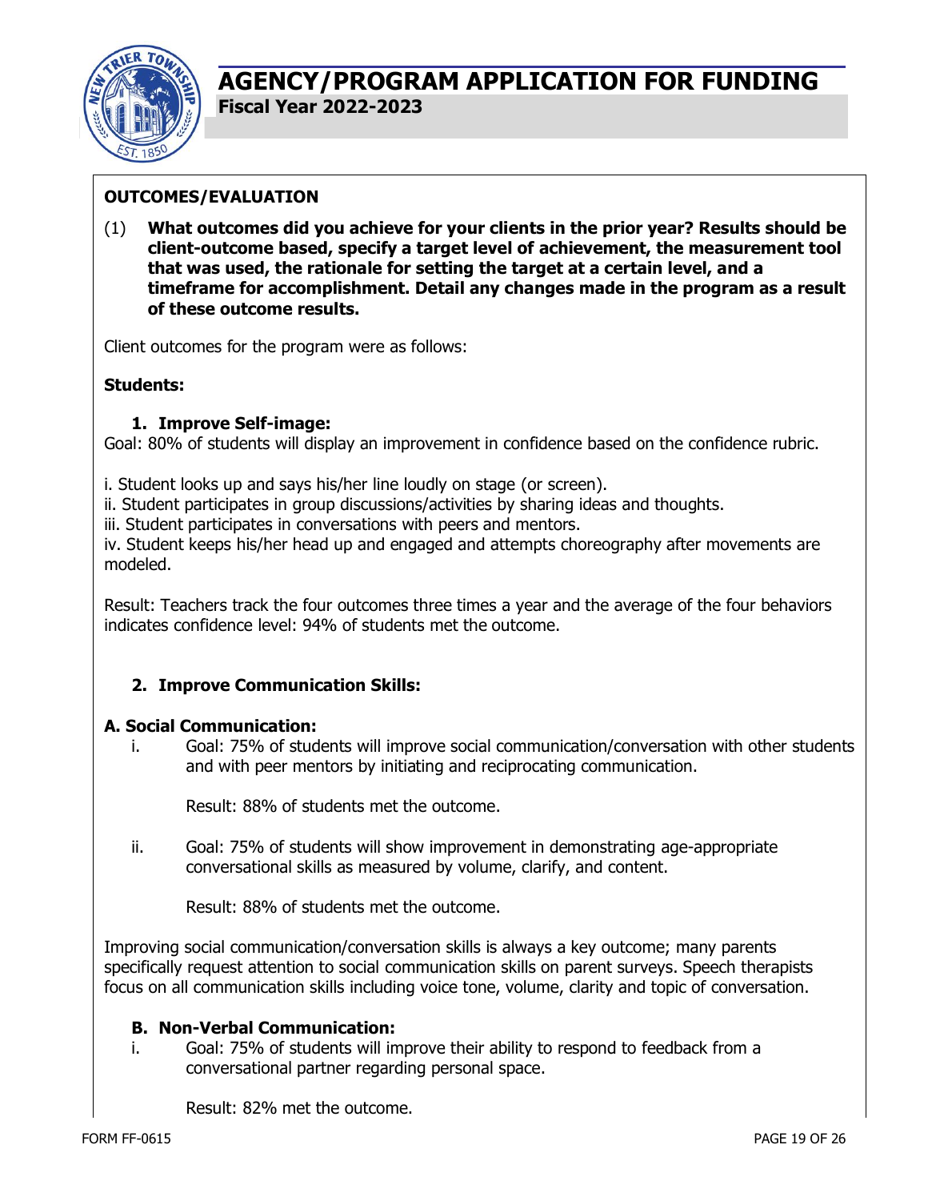# AGENCY/PROGRAM APPLICATION FOR FUNDING

**Fiscal Year 2022-2023**

## OUTCOMES/EVALUATION

(1) **What outcomes did you achieve for your clients in the prior year? Results should be client-outcome based, specify a target level of achievement, the measurement tool that was used, the rationale for setting the target at a certain level, and a timeframe for accomplishment. Detail any changes made in the program as a result of these outcome results.**

Client outcomes for the program were as follows:

**Students:**

1. **Improve Self-image:**

Goal: 80% of students will display an improvement in confidence based on the confidence rubric.

i. Student looks up and says his/her line loudly on stage (or screen).
ii. Student participates in group discussions/activities by sharing ideas and thoughts.
iii. Student participates in conversations with peers and mentors.
iv. Student keeps his/her head up and engaged and attempts choreography after movements are modeled.

Result: Teachers track the four outcomes three times a year and the average of the four behaviors indicates confidence level: 94% of students met the outcome.

2. **Improve Communication Skills:**

**A. Social Communication:**

i. Goal: 75% of students will improve social communication/conversation with other students and with peer mentors by initiating and reciprocating communication.

   Result: 88% of students met the outcome.

ii. Goal: 75% of students will show improvement in demonstrating age-appropriate conversational skills as measured by volume, clarify, and content.

   Result: 88% of students met the outcome.

Improving social communication/conversation skills is always a key outcome; many parents specifically request attention to social communication skills on parent surveys. Speech therapists focus on all communication skills including voice tone, volume, clarity and topic of conversation.

**B. Non-Verbal Communication:**

i. Goal: 75% of students will improve their ability to respond to feedback from a conversational partner regarding personal space.

   Result: 82% met the outcome.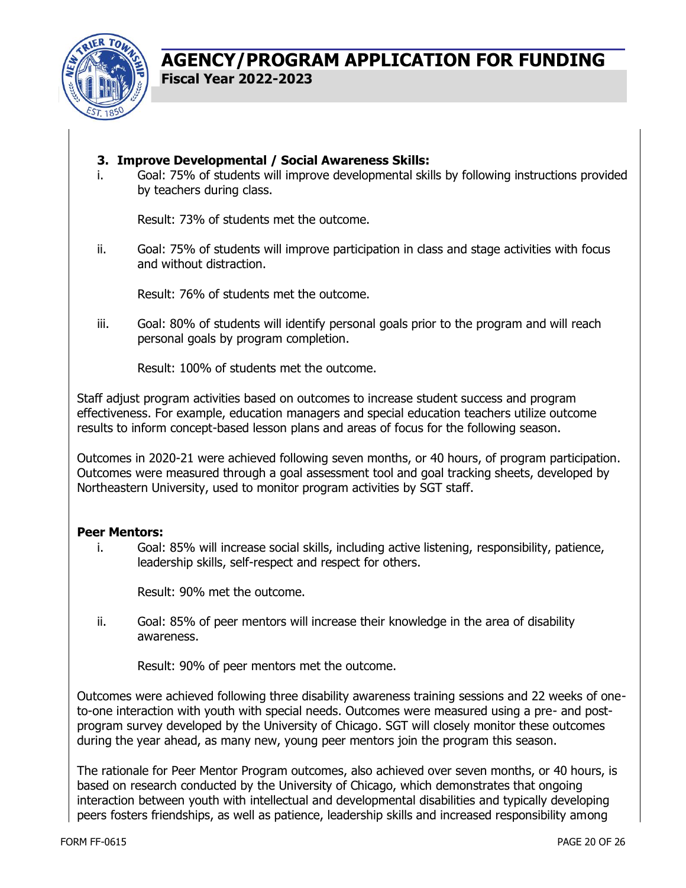### 3. Improve Developmental / Social Awareness Skills:

i. Goal: 75% of students will improve developmental skills by following instructions provided by teachers during class.

   Result: 73% of students met the outcome.

ii. Goal: 75% of students will improve participation in class and stage activities with focus and without distraction.

   Result: 76% of students met the outcome.

iii. Goal: 80% of students will identify personal goals prior to the program and will reach personal goals by program completion.

   Result: 100% of students met the outcome.

Staff adjust program activities based on outcomes to increase student success and program effectiveness. For example, education managers and special education teachers utilize outcome results to inform concept-based lesson plans and areas of focus for the following season.

Outcomes in 2020-21 were achieved following seven months, or 40 hours, of program participation. Outcomes were measured through a goal assessment tool and goal tracking sheets, developed by Northeastern University, used to monitor program activities by SGT staff.

**Peer Mentors:**

i. Goal: 85% will increase social skills, including active listening, responsibility, patience, leadership skills, self-respect and respect for others.

   Result: 90% met the outcome.

ii. Goal: 85% of peer mentors will increase their knowledge in the area of disability awareness.

   Result: 90% of peer mentors met the outcome.

Outcomes were achieved following three disability awareness training sessions and 22 weeks of one-to-one interaction with youth with special needs. Outcomes were measured using a pre- and post-program survey developed by the University of Chicago. SGT will closely monitor these outcomes during the year ahead, as many new, young peer mentors join the program this season.

The rationale for Peer Mentor Program outcomes, also achieved over seven months, or 40 hours, is based on research conducted by the University of Chicago, which demonstrates that ongoing interaction between youth with intellectual and developmental disabilities and typically developing peers fosters friendships, as well as patience, leadership skills and increased responsibility among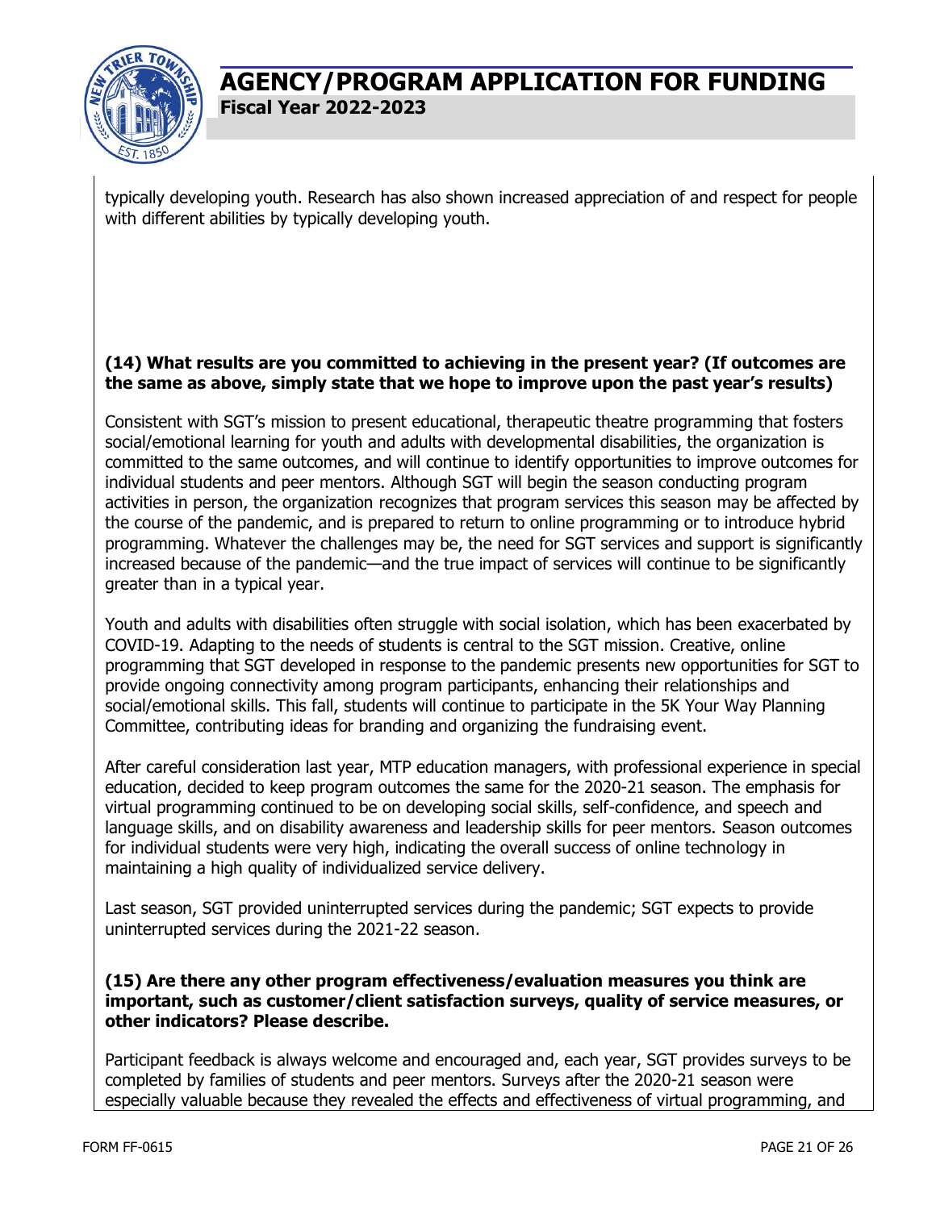typically developing youth. Research has also shown increased appreciation of and respect for people with different abilities by typically developing youth.

**(14) What results are you committed to achieving in the present year? (If outcomes are the same as above, simply state that we hope to improve upon the past year's results)**

Consistent with SGT's mission to present educational, therapeutic theatre programming that fosters social/emotional learning for youth and adults with developmental disabilities, the organization is committed to the same outcomes, and will continue to identify opportunities to improve outcomes for individual students and peer mentors. Although SGT will begin the season conducting program activities in person, the organization recognizes that program services this season may be affected by the course of the pandemic, and is prepared to return to online programming or to introduce hybrid programming. Whatever the challenges may be, the need for SGT services and support is significantly increased because of the pandemic—and the true impact of services will continue to be significantly greater than in a typical year.

Youth and adults with disabilities often struggle with social isolation, which has been exacerbated by COVID-19. Adapting to the needs of students is central to the SGT mission. Creative, online programming that SGT developed in response to the pandemic presents new opportunities for SGT to provide ongoing connectivity among program participants, enhancing their relationships and social/emotional skills. This fall, students will continue to participate in the 5K Your Way Planning Committee, contributing ideas for branding and organizing the fundraising event.

After careful consideration last year, MTP education managers, with professional experience in special education, decided to keep program outcomes the same for the 2020-21 season. The emphasis for virtual programming continued to be on developing social skills, self-confidence, and speech and language skills, and on disability awareness and leadership skills for peer mentors. Season outcomes for individual students were very high, indicating the overall success of online technology in maintaining a high quality of individualized service delivery.

Last season, SGT provided uninterrupted services during the pandemic; SGT expects to provide uninterrupted services during the 2021-22 season.

**(15) Are there any other program effectiveness/evaluation measures you think are important, such as customer/client satisfaction surveys, quality of service measures, or other indicators? Please describe.**

Participant feedback is always welcome and encouraged and, each year, SGT provides surveys to be completed by families of students and peer mentors. Surveys after the 2020-21 season were especially valuable because they revealed the effects and effectiveness of virtual programming, and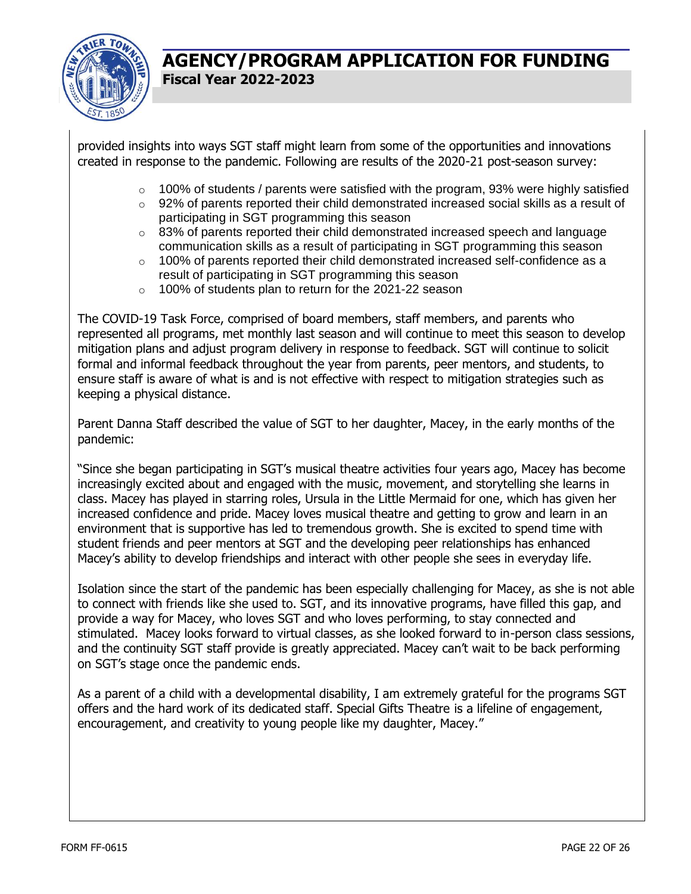provided insights into ways SGT staff might learn from some of the opportunities and innovations created in response to the pandemic. Following are results of the 2020-21 post-season survey:

- 100% of students / parents were satisfied with the program, 93% were highly satisfied
- 92% of parents reported their child demonstrated increased social skills as a result of participating in SGT programming this season
- 83% of parents reported their child demonstrated increased speech and language communication skills as a result of participating in SGT programming this season
- 100% of parents reported their child demonstrated increased self-confidence as a result of participating in SGT programming this season
- 100% of students plan to return for the 2021-22 season

The COVID-19 Task Force, comprised of board members, staff members, and parents who represented all programs, met monthly last season and will continue to meet this season to develop mitigation plans and adjust program delivery in response to feedback. SGT will continue to solicit formal and informal feedback throughout the year from parents, peer mentors, and students, to ensure staff is aware of what is and is not effective with respect to mitigation strategies such as keeping a physical distance.

Parent Danna Staff described the value of SGT to her daughter, Macey, in the early months of the pandemic:

"Since she began participating in SGT's musical theatre activities four years ago, Macey has become increasingly excited about and engaged with the music, movement, and storytelling she learns in class. Macey has played in starring roles, Ursula in the Little Mermaid for one, which has given her increased confidence and pride. Macey loves musical theatre and getting to grow and learn in an environment that is supportive has led to tremendous growth. She is excited to spend time with student friends and peer mentors at SGT and the developing peer relationships has enhanced Macey's ability to develop friendships and interact with other people she sees in everyday life.

Isolation since the start of the pandemic has been especially challenging for Macey, as she is not able to connect with friends like she used to. SGT, and its innovative programs, have filled this gap, and provide a way for Macey, who loves SGT and who loves performing, to stay connected and stimulated. Macey looks forward to virtual classes, as she looked forward to in-person class sessions, and the continuity SGT staff provide is greatly appreciated. Macey can't wait to be back performing on SGT's stage once the pandemic ends.

As a parent of a child with a developmental disability, I am extremely grateful for the programs SGT offers and the hard work of its dedicated staff. Special Gifts Theatre is a lifeline of engagement, encouragement, and creativity to young people like my daughter, Macey."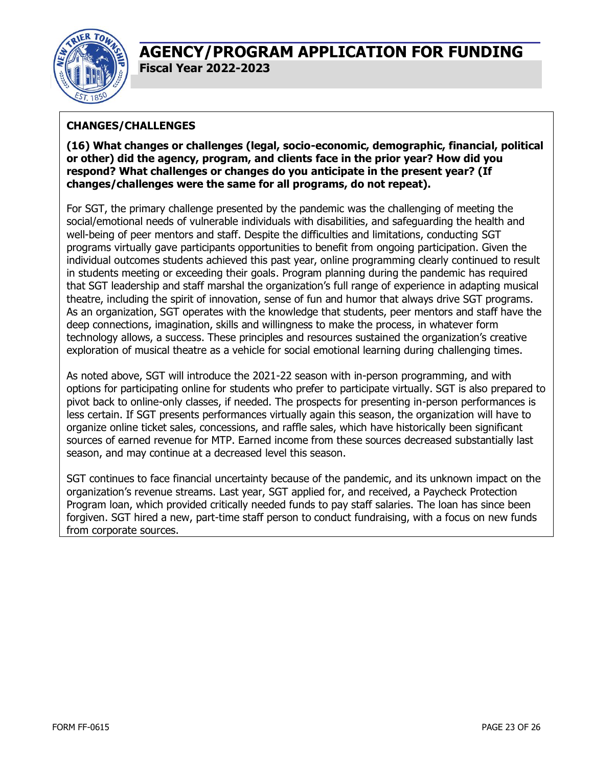# AGENCY/PROGRAM APPLICATION FOR FUNDING

**Fiscal Year 2022-2023**

## CHANGES/CHALLENGES

**(16) What changes or challenges (legal, socio-economic, demographic, financial, political or other) did the agency, program, and clients face in the prior year? How did you respond? What challenges or changes do you anticipate in the present year? (If changes/challenges were the same for all programs, do not repeat).**

For SGT, the primary challenge presented by the pandemic was the challenging of meeting the social/emotional needs of vulnerable individuals with disabilities, and safeguarding the health and well-being of peer mentors and staff. Despite the difficulties and limitations, conducting SGT programs virtually gave participants opportunities to benefit from ongoing participation. Given the individual outcomes students achieved this past year, online programming clearly continued to result in students meeting or exceeding their goals. Program planning during the pandemic has required that SGT leadership and staff marshal the organization's full range of experience in adapting musical theatre, including the spirit of innovation, sense of fun and humor that always drive SGT programs. As an organization, SGT operates with the knowledge that students, peer mentors and staff have the deep connections, imagination, skills and willingness to make the process, in whatever form technology allows, a success. These principles and resources sustained the organization's creative exploration of musical theatre as a vehicle for social emotional learning during challenging times.

As noted above, SGT will introduce the 2021-22 season with in-person programming, and with options for participating online for students who prefer to participate virtually. SGT is also prepared to pivot back to online-only classes, if needed. The prospects for presenting in-person performances is less certain. If SGT presents performances virtually again this season, the organization will have to organize online ticket sales, concessions, and raffle sales, which have historically been significant sources of earned revenue for MTP. Earned income from these sources decreased substantially last season, and may continue at a decreased level this season.

SGT continues to face financial uncertainty because of the pandemic, and its unknown impact on the organization's revenue streams. Last year, SGT applied for, and received, a Paycheck Protection Program loan, which provided critically needed funds to pay staff salaries. The loan has since been forgiven. SGT hired a new, part-time staff person to conduct fundraising, with a focus on new funds from corporate sources.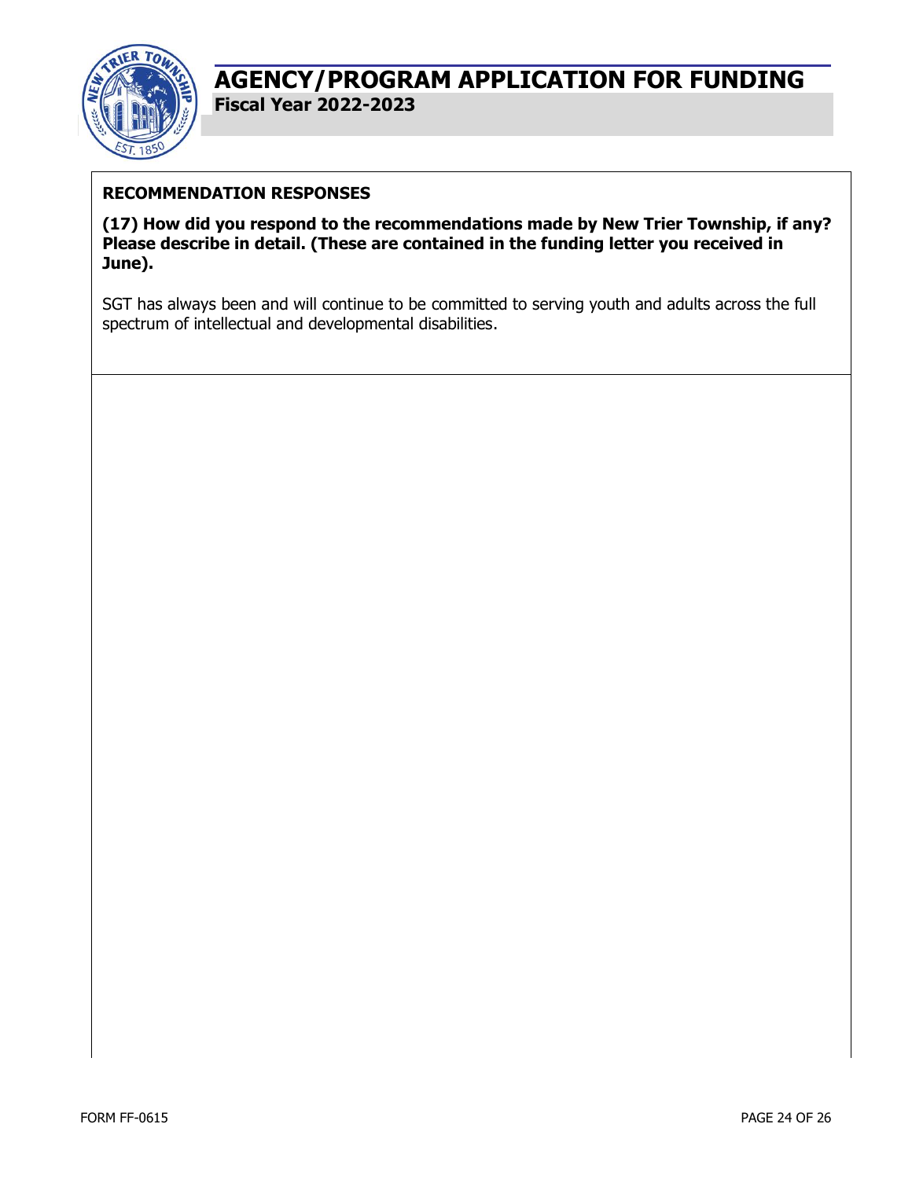# AGENCY/PROGRAM APPLICATION FOR FUNDING

**Fiscal Year 2022-2023**

## RECOMMENDATION RESPONSES

**(17) How did you respond to the recommendations made by New Trier Township, if any? Please describe in detail. (These are contained in the funding letter you received in June).**

SGT has always been and will continue to be committed to serving youth and adults across the full spectrum of intellectual and developmental disabilities.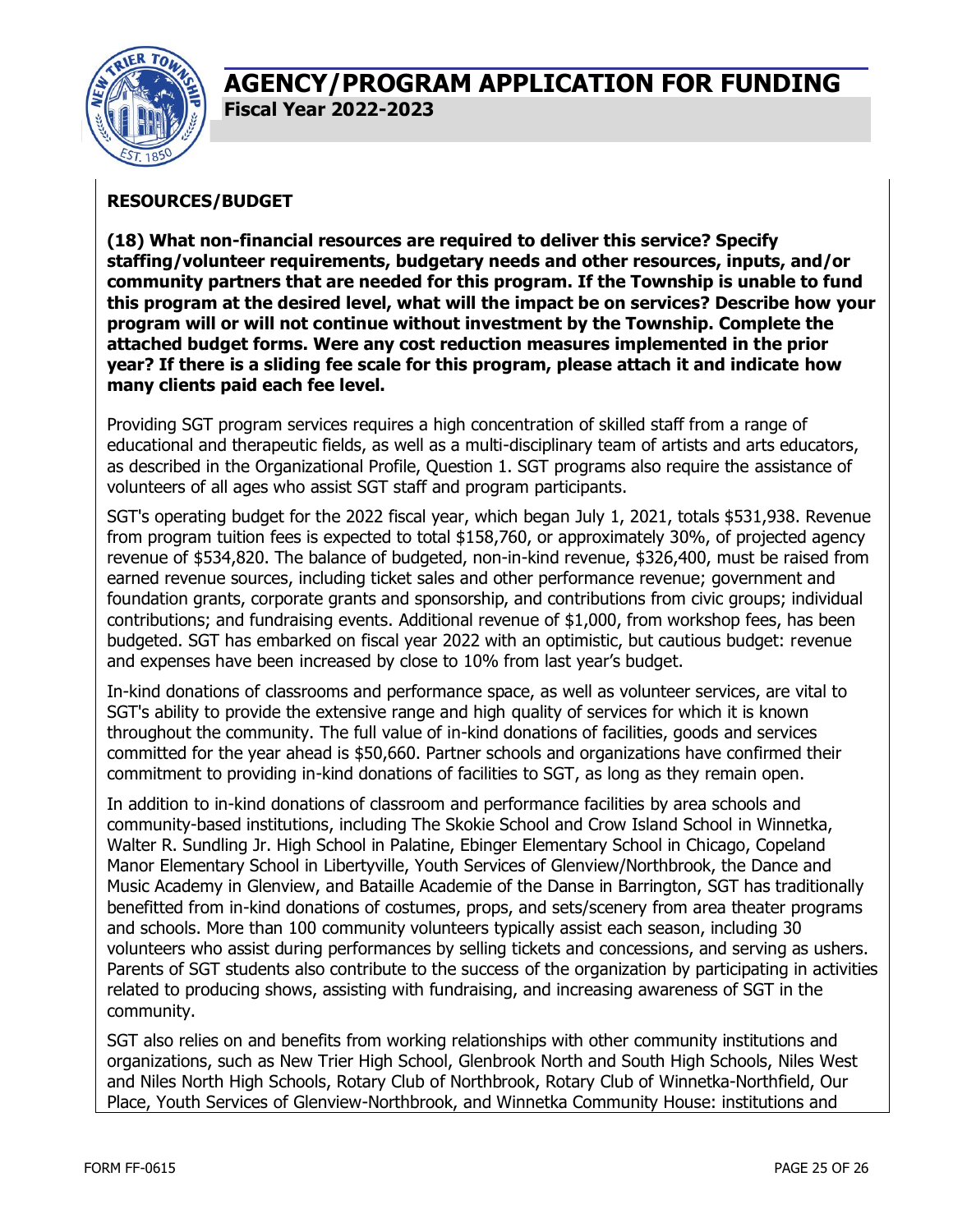## RESOURCES/BUDGET

**(18) What non-financial resources are required to deliver this service? Specify staffing/volunteer requirements, budgetary needs and other resources, inputs, and/or community partners that are needed for this program. If the Township is unable to fund this program at the desired level, what will the impact be on services? Describe how your program will or will not continue without investment by the Township. Complete the attached budget forms. Were any cost reduction measures implemented in the prior year? If there is a sliding fee scale for this program, please attach it and indicate how many clients paid each fee level.**

Providing SGT program services requires a high concentration of skilled staff from a range of educational and therapeutic fields, as well as a multi-disciplinary team of artists and arts educators, as described in the Organizational Profile, Question 1. SGT programs also require the assistance of volunteers of all ages who assist SGT staff and program participants.

SGT's operating budget for the 2022 fiscal year, which began July 1, 2021, totals $531,938. Revenue from program tuition fees is expected to total $158,760, or approximately 30%, of projected agency revenue of $534,820. The balance of budgeted, non-in-kind revenue, $326,400, must be raised from earned revenue sources, including ticket sales and other performance revenue; government and foundation grants, corporate grants and sponsorship, and contributions from civic groups; individual contributions; and fundraising events. Additional revenue of $1,000, from workshop fees, has been budgeted. SGT has embarked on fiscal year 2022 with an optimistic, but cautious budget: revenue and expenses have been increased by close to 10% from last year's budget.

In-kind donations of classrooms and performance space, as well as volunteer services, are vital to SGT's ability to provide the extensive range and high quality of services for which it is known throughout the community. The full value of in-kind donations of facilities, goods and services committed for the year ahead is $50,660. Partner schools and organizations have confirmed their commitment to providing in-kind donations of facilities to SGT, as long as they remain open.

In addition to in-kind donations of classroom and performance facilities by area schools and community-based institutions, including The Skokie School and Crow Island School in Winnetka, Walter R. Sundling Jr. High School in Palatine, Ebinger Elementary School in Chicago, Copeland Manor Elementary School in Libertyville, Youth Services of Glenview/Northbrook, the Dance and Music Academy in Glenview, and Bataille Academie of the Danse in Barrington, SGT has traditionally benefitted from in-kind donations of costumes, props, and sets/scenery from area theater programs and schools. More than 100 community volunteers typically assist each season, including 30 volunteers who assist during performances by selling tickets and concessions, and serving as ushers. Parents of SGT students also contribute to the success of the organization by participating in activities related to producing shows, assisting with fundraising, and increasing awareness of SGT in the community.

SGT also relies on and benefits from working relationships with other community institutions and organizations, such as New Trier High School, Glenbrook North and South High Schools, Niles West and Niles North High Schools, Rotary Club of Northbrook, Rotary Club of Winnetka-Northfield, Our Place, Youth Services of Glenview-Northbrook, and Winnetka Community House: institutions and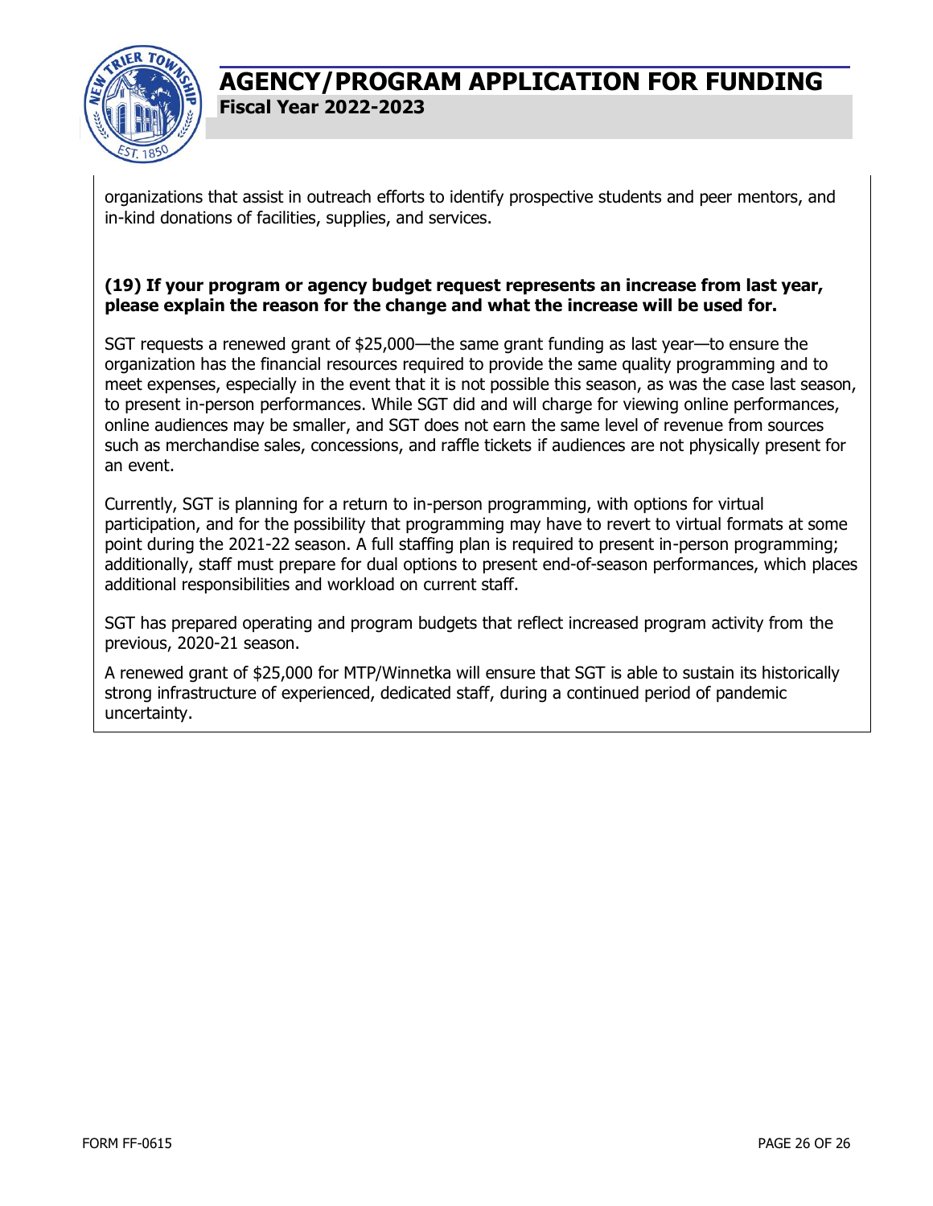organizations that assist in outreach efforts to identify prospective students and peer mentors, and in-kind donations of facilities, supplies, and services.

**(19) If your program or agency budget request represents an increase from last year, please explain the reason for the change and what the increase will be used for.**

SGT requests a renewed grant of $25,000—the same grant funding as last year—to ensure the organization has the financial resources required to provide the same quality programming and to meet expenses, especially in the event that it is not possible this season, as was the case last season, to present in-person performances. While SGT did and will charge for viewing online performances, online audiences may be smaller, and SGT does not earn the same level of revenue from sources such as merchandise sales, concessions, and raffle tickets if audiences are not physically present for an event.

Currently, SGT is planning for a return to in-person programming, with options for virtual participation, and for the possibility that programming may have to revert to virtual formats at some point during the 2021-22 season. A full staffing plan is required to present in-person programming; additionally, staff must prepare for dual options to present end-of-season performances, which places additional responsibilities and workload on current staff.

SGT has prepared operating and program budgets that reflect increased program activity from the previous, 2020-21 season.

A renewed grant of $25,000 for MTP/Winnetka will ensure that SGT is able to sustain its historically strong infrastructure of experienced, dedicated staff, during a continued period of pandemic uncertainty.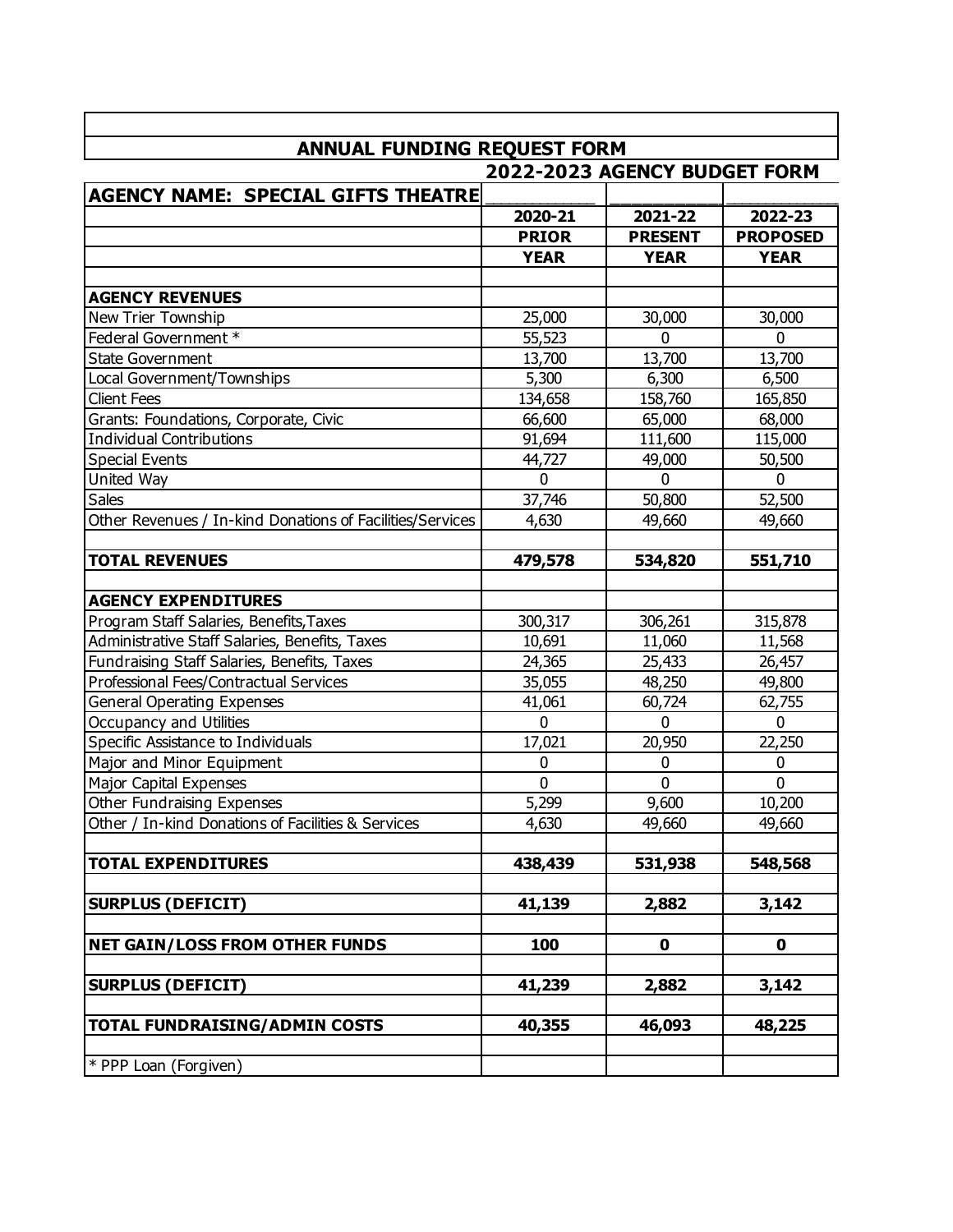## ANNUAL FUNDING REQUEST FORM

### 2022-2023 AGENCY BUDGET FORM

| AGENCY NAME: SPECIAL GIFTS THEATRE | 2020-21 PRIOR YEAR | 2021-22 PRESENT YEAR | 2022-23 PROPOSED YEAR |
|---|---|---|---|
| **AGENCY REVENUES** | | | |
| New Trier Township | 25,000 | 30,000 | 30,000 |
| Federal Government * | 55,523 | 0 | 0 |
| State Government | 13,700 | 13,700 | 13,700 |
| Local Government/Townships | 5,300 | 6,300 | 6,500 |
| Client Fees | 134,658 | 158,760 | 165,850 |
| Grants: Foundations, Corporate, Civic | 66,600 | 65,000 | 68,000 |
| Individual Contributions | 91,694 | 111,600 | 115,000 |
| Special Events | 44,727 | 49,000 | 50,500 |
| United Way | 0 | 0 | 0 |
| Sales | 37,746 | 50,800 | 52,500 |
| Other Revenues / In-kind Donations of Facilities/Services | 4,630 | 49,660 | 49,660 |
| **TOTAL REVENUES** | **479,578** | **534,820** | **551,710** |
| **AGENCY EXPENDITURES** | | | |
| Program Staff Salaries, Benefits,Taxes | 300,317 | 306,261 | 315,878 |
| Administrative Staff Salaries, Benefits, Taxes | 10,691 | 11,060 | 11,568 |
| Fundraising Staff Salaries, Benefits, Taxes | 24,365 | 25,433 | 26,457 |
| Professional Fees/Contractual Services | 35,055 | 48,250 | 49,800 |
| General Operating Expenses | 41,061 | 60,724 | 62,755 |
| Occupancy and Utilities | 0 | 0 | 0 |
| Specific Assistance to Individuals | 17,021 | 20,950 | 22,250 |
| Major and Minor Equipment | 0 | 0 | 0 |
| Major Capital Expenses | 0 | 0 | 0 |
| Other Fundraising Expenses | 5,299 | 9,600 | 10,200 |
| Other / In-kind Donations of Facilities & Services | 4,630 | 49,660 | 49,660 |
| **TOTAL EXPENDITURES** | **438,439** | **531,938** | **548,568** |
| **SURPLUS (DEFICIT)** | **41,139** | **2,882** | **3,142** |
| **NET GAIN/LOSS FROM OTHER FUNDS** | **100** | **0** | **0** |
| **SURPLUS (DEFICIT)** | **41,239** | **2,882** | **3,142** |
| **TOTAL FUNDRAISING/ADMIN COSTS** | **40,355** | **46,093** | **48,225** |
| * PPP Loan (Forgiven) | | | |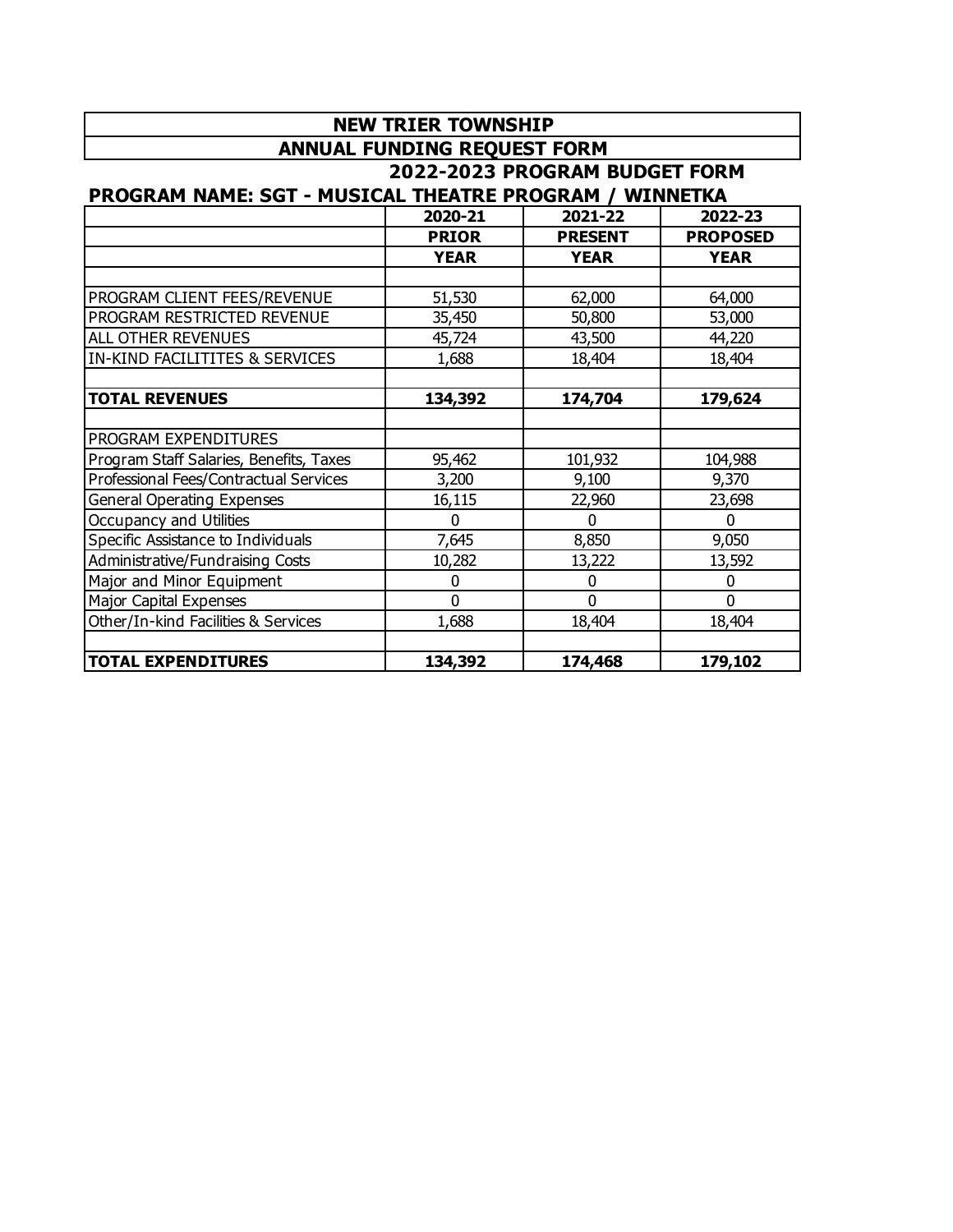## NEW TRIER TOWNSHIP
## ANNUAL FUNDING REQUEST FORM
### 2022-2023 PROGRAM BUDGET FORM
### PROGRAM NAME: SGT - MUSICAL THEATRE PROGRAM / WINNETKA

| | 2020-21 | 2021-22 | 2022-23 |
|---|---|---|---|
| | **PRIOR** | **PRESENT** | **PROPOSED** |
| | **YEAR** | **YEAR** | **YEAR** |
| | | | |
| PROGRAM CLIENT FEES/REVENUE | 51,530 | 62,000 | 64,000 |
| PROGRAM RESTRICTED REVENUE | 35,450 | 50,800 | 53,000 |
| ALL OTHER REVENUES | 45,724 | 43,500 | 44,220 |
| IN-KIND FACILITITES & SERVICES | 1,688 | 18,404 | 18,404 |
| | | | |
| **TOTAL REVENUES** | **134,392** | **174,704** | **179,624** |
| | | | |
| PROGRAM EXPENDITURES | | | |
| Program Staff Salaries, Benefits, Taxes | 95,462 | 101,932 | 104,988 |
| Professional Fees/Contractual Services | 3,200 | 9,100 | 9,370 |
| General Operating Expenses | 16,115 | 22,960 | 23,698 |
| Occupancy and Utilities | 0 | 0 | 0 |
| Specific Assistance to Individuals | 7,645 | 8,850 | 9,050 |
| Administrative/Fundraising Costs | 10,282 | 13,222 | 13,592 |
| Major and Minor Equipment | 0 | 0 | 0 |
| Major Capital Expenses | 0 | 0 | 0 |
| Other/In-kind Facilities & Services | 1,688 | 18,404 | 18,404 |
| | | | |
| **TOTAL EXPENDITURES** | **134,392** | **174,468** | **179,102** |